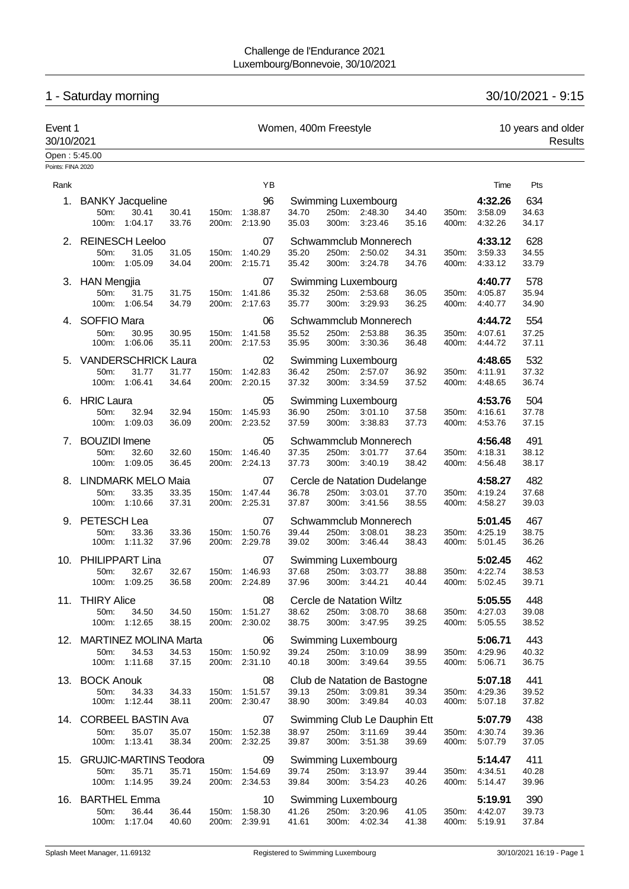Challenge de l'Endurance 2021
Luxembourg/Bonnevoie, 30/10/2021

## 1 - Saturday morning 30/10/2021 - 9:15

**Event 1** — Women, 400m Freestyle — 10 years and older
30/10/2021 — Results

Open : 5:45.00
Points: FINA 2020

| Rank | Name | YB | Club | Time | Pts |
|---|---|---|---|---|---|
| 1. | BANKY Jacqueline | 96 | Swimming Luxembourg | 4:32.26 | 634 |
| | 50m: 30.41 (30.41) · 100m: 1:04.17 (33.76) · 150m: 1:38.87 (34.70) · 200m: 2:13.90 (35.03) · 250m: 2:48.30 (34.40) · 300m: 3:23.46 (35.16) · 350m: 3:58.09 (34.63) · 400m: 4:32.26 (34.17) | | | | |
| 2. | REINESCH Leeloo | 07 | Schwammclub Monnerech | 4:33.12 | 628 |
| | 50m: 31.05 (31.05) · 100m: 1:05.09 (34.04) · 150m: 1:40.29 (35.20) · 200m: 2:15.71 (35.42) · 250m: 2:50.02 (34.31) · 300m: 3:24.78 (34.76) · 350m: 3:59.33 (34.55) · 400m: 4:33.12 (33.79) | | | | |
| 3. | HAN Mengjia | 07 | Swimming Luxembourg | 4:40.77 | 578 |
| | 50m: 31.75 (31.75) · 100m: 1:06.54 (34.79) · 150m: 1:41.86 (35.32) · 200m: 2:17.63 (35.77) · 250m: 2:53.68 (36.05) · 300m: 3:29.93 (36.25) · 350m: 4:05.87 (35.94) · 400m: 4:40.77 (34.90) | | | | |
| 4. | SOFFIO Mara | 06 | Schwammclub Monnerech | 4:44.72 | 554 |
| | 50m: 30.95 (30.95) · 100m: 1:06.06 (35.11) · 150m: 1:41.58 (35.52) · 200m: 2:17.53 (35.95) · 250m: 2:53.88 (36.35) · 300m: 3:30.36 (36.48) · 350m: 4:07.61 (37.25) · 400m: 4:44.72 (37.11) | | | | |
| 5. | VANDERSCHRICK Laura | 02 | Swimming Luxembourg | 4:48.65 | 532 |
| | 50m: 31.77 (31.77) · 100m: 1:06.41 (34.64) · 150m: 1:42.83 (36.42) · 200m: 2:20.15 (37.32) · 250m: 2:57.07 (36.92) · 300m: 3:34.59 (37.52) · 350m: 4:11.91 (37.32) · 400m: 4:48.65 (36.74) | | | | |
| 6. | HRIC Laura | 05 | Swimming Luxembourg | 4:53.76 | 504 |
| | 50m: 32.94 (32.94) · 100m: 1:09.03 (36.09) · 150m: 1:45.93 (36.90) · 200m: 2:23.52 (37.59) · 250m: 3:01.10 (37.58) · 300m: 3:38.83 (37.73) · 350m: 4:16.61 (37.78) · 400m: 4:53.76 (37.15) | | | | |
| 7. | BOUZIDI Imene | 05 | Schwammclub Monnerech | 4:56.48 | 491 |
| | 50m: 32.60 (32.60) · 100m: 1:09.05 (36.45) · 150m: 1:46.40 (37.35) · 200m: 2:24.13 (37.73) · 250m: 3:01.77 (37.64) · 300m: 3:40.19 (38.42) · 350m: 4:18.31 (38.12) · 400m: 4:56.48 (38.17) | | | | |
| 8. | LINDMARK MELO Maia | 07 | Cercle de Natation Dudelange | 4:58.27 | 482 |
| | 50m: 33.35 (33.35) · 100m: 1:10.66 (37.31) · 150m: 1:47.44 (36.78) · 200m: 2:25.31 (37.87) · 250m: 3:03.01 (37.70) · 300m: 3:41.56 (38.55) · 350m: 4:19.24 (37.68) · 400m: 4:58.27 (39.03) | | | | |
| 9. | PETESCH Lea | 07 | Schwammclub Monnerech | 5:01.45 | 467 |
| | 50m: 33.36 (33.36) · 100m: 1:11.32 (37.96) · 150m: 1:50.76 (39.44) · 200m: 2:29.78 (39.02) · 250m: 3:08.01 (38.23) · 300m: 3:46.44 (38.43) · 350m: 4:25.19 (38.75) · 400m: 5:01.45 (36.26) | | | | |
| 10. | PHILIPPART Lina | 07 | Swimming Luxembourg | 5:02.45 | 462 |
| | 50m: 32.67 (32.67) · 100m: 1:09.25 (36.58) · 150m: 1:46.93 (37.68) · 200m: 2:24.89 (37.96) · 250m: 3:03.77 (38.88) · 300m: 3:44.21 (40.44) · 350m: 4:22.74 (38.53) · 400m: 5:02.45 (39.71) | | | | |
| 11. | THIRY Alice | 08 | Cercle de Natation Wiltz | 5:05.55 | 448 |
| | 50m: 34.50 (34.50) · 100m: 1:12.65 (38.15) · 150m: 1:51.27 (38.62) · 200m: 2:30.02 (38.75) · 250m: 3:08.70 (38.68) · 300m: 3:47.95 (39.25) · 350m: 4:27.03 (39.08) · 400m: 5:05.55 (38.52) | | | | |
| 12. | MARTINEZ MOLINA Marta | 06 | Swimming Luxembourg | 5:06.71 | 443 |
| | 50m: 34.53 (34.53) · 100m: 1:11.68 (37.15) · 150m: 1:50.92 (39.24) · 200m: 2:31.10 (40.18) · 250m: 3:10.09 (38.99) · 300m: 3:49.64 (39.55) · 350m: 4:29.96 (40.32) · 400m: 5:06.71 (36.75) | | | | |
| 13. | BOCK Anouk | 08 | Club de Natation de Bastogne | 5:07.18 | 441 |
| | 50m: 34.33 (34.33) · 100m: 1:12.44 (38.11) · 150m: 1:51.57 (39.13) · 200m: 2:30.47 (38.90) · 250m: 3:09.81 (39.34) · 300m: 3:49.84 (40.03) · 350m: 4:29.36 (39.52) · 400m: 5:07.18 (37.82) | | | | |
| 14. | CORBEEL BASTIN Ava | 07 | Swimming Club Le Dauphin Ett | 5:07.79 | 438 |
| | 50m: 35.07 (35.07) · 100m: 1:13.41 (38.34) · 150m: 1:52.38 (38.97) · 200m: 2:32.25 (39.87) · 250m: 3:11.69 (39.44) · 300m: 3:51.38 (39.69) · 350m: 4:30.74 (39.36) · 400m: 5:07.79 (37.05) | | | | |
| 15. | GRUJIC-MARTINS Teodora | 09 | Swimming Luxembourg | 5:14.47 | 411 |
| | 50m: 35.71 (35.71) · 100m: 1:14.95 (39.24) · 150m: 1:54.69 (39.74) · 200m: 2:34.53 (39.84) · 250m: 3:13.97 (39.44) · 300m: 3:54.23 (40.26) · 350m: 4:34.51 (40.28) · 400m: 5:14.47 (39.96) | | | | |
| 16. | BARTHEL Emma | 10 | Swimming Luxembourg | 5:19.91 | 390 |
| | 50m: 36.44 (36.44) · 100m: 1:17.04 (40.60) · 150m: 1:58.30 (41.26) · 200m: 2:39.91 (41.61) · 250m: 3:20.96 (41.05) · 300m: 4:02.34 (41.38) · 350m: 4:42.07 (39.73) · 400m: 5:19.91 (37.84) | | | | |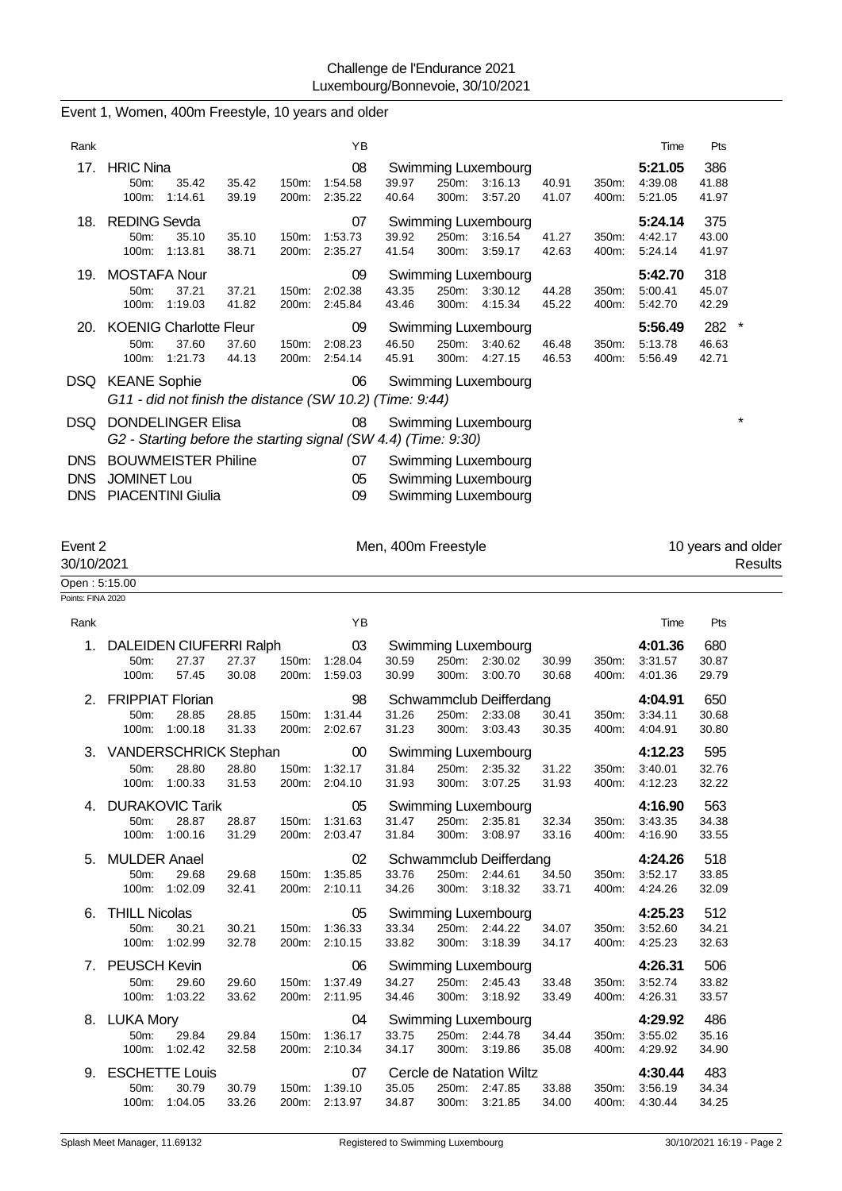Challenge de l'Endurance 2021
Luxembourg/Bonnevoie, 30/10/2021

## Event 1, Women, 400m Freestyle, 10 years and older

| Rank | Name | YB | Club | Time | Pts |
|---|---|---|---|---|---|
| 17. | HRIC Nina | 08 | Swimming Luxembourg | 5:21.05 | 386 |
| | 50m: 35.42 35.42 / 100m: 1:14.61 39.19 / 150m: 1:54.58 39.97 / 200m: 2:35.22 40.64 / 250m: 3:16.13 40.91 / 300m: 3:57.20 41.07 / 350m: 4:39.08 41.88 / 400m: 5:21.05 41.97 | | | | |
| 18. | REDING Sevda | 07 | Swimming Luxembourg | 5:24.14 | 375 |
| | 50m: 35.10 35.10 / 100m: 1:13.81 38.71 / 150m: 1:53.73 39.92 / 200m: 2:35.27 41.54 / 250m: 3:16.54 41.27 / 300m: 3:59.17 42.63 / 350m: 4:42.17 43.00 / 400m: 5:24.14 41.97 | | | | |
| 19. | MOSTAFA Nour | 09 | Swimming Luxembourg | 5:42.70 | 318 |
| | 50m: 37.21 37.21 / 100m: 1:19.03 41.82 / 150m: 2:02.38 43.35 / 200m: 2:45.84 43.46 / 250m: 3:30.12 44.28 / 300m: 4:15.34 45.22 / 350m: 5:00.41 45.07 / 400m: 5:42.70 42.29 | | | | |
| 20. | KOENIG Charlotte Fleur | 09 | Swimming Luxembourg | 5:56.49 | 282 * |
| | 50m: 37.60 37.60 / 100m: 1:21.73 44.13 / 150m: 2:08.23 46.50 / 200m: 2:54.14 45.91 / 250m: 3:40.62 46.48 / 300m: 4:27.15 46.53 / 350m: 5:13.78 46.63 / 400m: 5:56.49 42.71 | | | | |
| DSQ | KEANE Sophie | 06 | Swimming Luxembourg | | |
| | *G11 - did not finish the distance (SW 10.2) (Time: 9:44)* | | | | |
| DSQ | DONDELINGER Elisa | 08 | Swimming Luxembourg | | * |
| | *G2 - Starting before the starting signal (SW 4.4) (Time: 9:30)* | | | | |
| DNS | BOUWMEISTER Philine | 07 | Swimming Luxembourg | | |
| DNS | JOMINET Lou | 05 | Swimming Luxembourg | | |
| DNS | PIACENTINI Giulia | 09 | Swimming Luxembourg | | |

## Event 2 — Men, 400m Freestyle — 10 years and older

30/10/2021 — Results

Open : 5:15.00

Points: FINA 2020

| Rank | Name | YB | Club | Time | Pts |
|---|---|---|---|---|---|
| 1. | DALEIDEN CIUFERRI Ralph | 03 | Swimming Luxembourg | 4:01.36 | 680 |
| | 50m: 27.37 27.37 / 100m: 57.45 30.08 / 150m: 1:28.04 30.59 / 200m: 1:59.03 30.99 / 250m: 2:30.02 30.99 / 300m: 3:00.70 30.68 / 350m: 3:31.57 30.87 / 400m: 4:01.36 29.79 | | | | |
| 2. | FRIPPIAT Florian | 98 | Schwammclub Deifferdang | 4:04.91 | 650 |
| | 50m: 28.85 28.85 / 100m: 1:00.18 31.33 / 150m: 1:31.44 31.26 / 200m: 2:02.67 31.23 / 250m: 2:33.08 30.41 / 300m: 3:03.43 30.35 / 350m: 3:34.11 30.68 / 400m: 4:04.91 30.80 | | | | |
| 3. | VANDERSCHRICK Stephan | 00 | Swimming Luxembourg | 4:12.23 | 595 |
| | 50m: 28.80 28.80 / 100m: 1:00.33 31.53 / 150m: 1:32.17 31.84 / 200m: 2:04.10 31.93 / 250m: 2:35.32 31.22 / 300m: 3:07.25 31.93 / 350m: 3:40.01 32.76 / 400m: 4:12.23 32.22 | | | | |
| 4. | DURAKOVIC Tarik | 05 | Swimming Luxembourg | 4:16.90 | 563 |
| | 50m: 28.87 28.87 / 100m: 1:00.16 31.29 / 150m: 1:31.63 31.47 / 200m: 2:03.47 31.84 / 250m: 2:35.81 32.34 / 300m: 3:08.97 33.16 / 350m: 3:43.35 34.38 / 400m: 4:16.90 33.55 | | | | |
| 5. | MULDER Anael | 02 | Schwammclub Deifferdang | 4:24.26 | 518 |
| | 50m: 29.68 29.68 / 100m: 1:02.09 32.41 / 150m: 1:35.85 33.76 / 200m: 2:10.11 34.26 / 250m: 2:44.61 34.50 / 300m: 3:18.32 33.71 / 350m: 3:52.17 33.85 / 400m: 4:24.26 32.09 | | | | |
| 6. | THILL Nicolas | 05 | Swimming Luxembourg | 4:25.23 | 512 |
| | 50m: 30.21 30.21 / 100m: 1:02.99 32.78 / 150m: 1:36.33 33.34 / 200m: 2:10.15 33.82 / 250m: 2:44.22 34.07 / 300m: 3:18.39 34.17 / 350m: 3:52.60 34.21 / 400m: 4:25.23 32.63 | | | | |
| 7. | PEUSCH Kevin | 06 | Swimming Luxembourg | 4:26.31 | 506 |
| | 50m: 29.60 29.60 / 100m: 1:03.22 33.62 / 150m: 1:37.49 34.27 / 200m: 2:11.95 34.46 / 250m: 2:45.43 33.48 / 300m: 3:18.92 33.49 / 350m: 3:52.74 33.82 / 400m: 4:26.31 33.57 | | | | |
| 8. | LUKA Mory | 04 | Swimming Luxembourg | 4:29.92 | 486 |
| | 50m: 29.84 29.84 / 100m: 1:02.42 32.58 / 150m: 1:36.17 33.75 / 200m: 2:10.34 34.17 / 250m: 2:44.78 34.44 / 300m: 3:19.86 35.08 / 350m: 3:55.02 35.16 / 400m: 4:29.92 34.90 | | | | |
| 9. | ESCHETTE Louis | 07 | Cercle de Natation Wiltz | 4:30.44 | 483 |
| | 50m: 30.79 30.79 / 100m: 1:04.05 33.26 / 150m: 1:39.10 35.05 / 200m: 2:13.97 34.87 / 250m: 2:47.85 33.88 / 300m: 3:21.85 34.00 / 350m: 3:56.19 34.34 / 400m: 4:30.44 34.25 | | | | |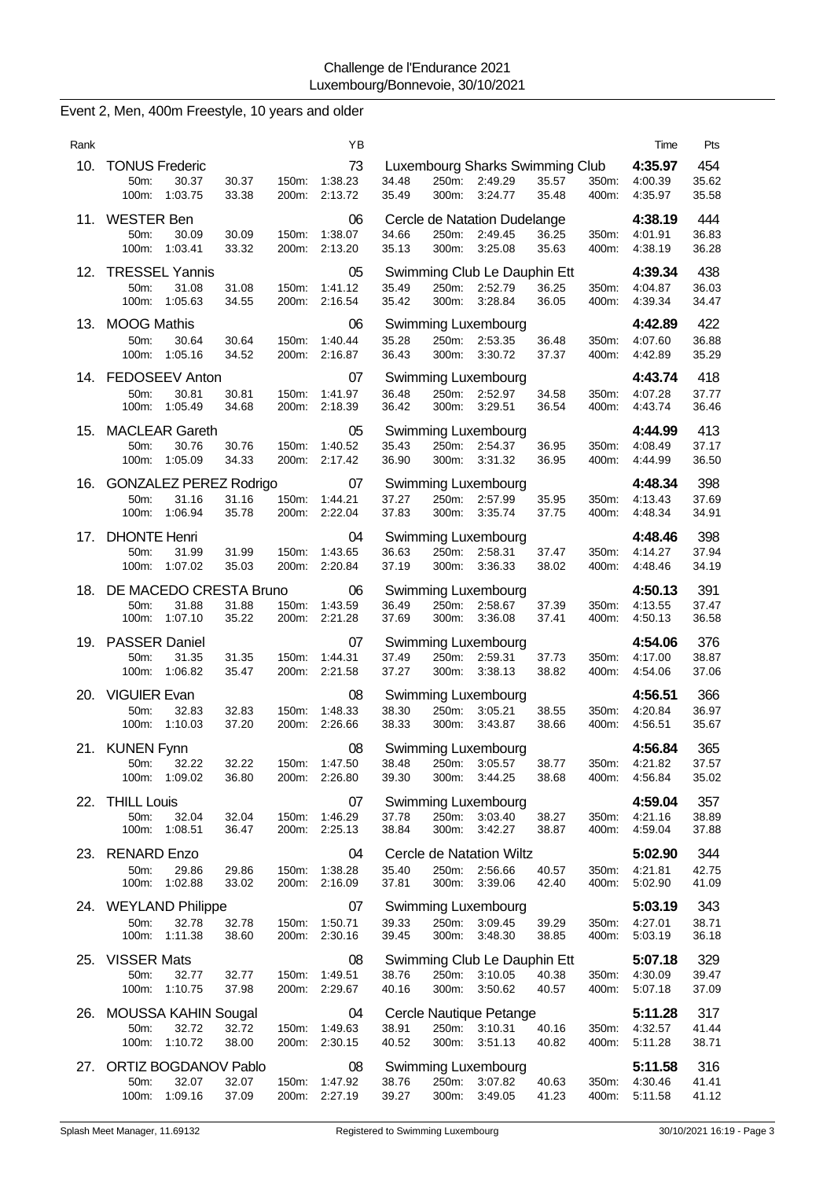Challenge de l'Endurance 2021
Luxembourg/Bonnevoie, 30/10/2021

## Event 2, Men, 400m Freestyle, 10 years and older

| Rank | Name | YB | Club | Time | Pts |
|---|---|---|---|---|---|
| 10. | TONUS Frederic | 73 | Luxembourg Sharks Swimming Club | 4:35.97 | 454 |
| | 50m: 30.37 30.37 / 100m: 1:03.75 33.38 / 150m: 1:38.23 34.48 / 200m: 2:13.72 35.49 / 250m: 2:49.29 35.57 / 300m: 3:24.77 35.48 / 350m: 4:00.39 35.62 / 400m: 4:35.97 35.58 | | | | |
| 11. | WESTER Ben | 06 | Cercle de Natation Dudelange | 4:38.19 | 444 |
| | 50m: 30.09 30.09 / 100m: 1:03.41 33.32 / 150m: 1:38.07 34.66 / 200m: 2:13.20 35.13 / 250m: 2:49.45 36.25 / 300m: 3:25.08 35.63 / 350m: 4:01.91 36.83 / 400m: 4:38.19 36.28 | | | | |
| 12. | TRESSEL Yannis | 05 | Swimming Club Le Dauphin Ett | 4:39.34 | 438 |
| | 50m: 31.08 31.08 / 100m: 1:05.63 34.55 / 150m: 1:41.12 35.49 / 200m: 2:16.54 35.42 / 250m: 2:52.79 36.25 / 300m: 3:28.84 36.05 / 350m: 4:04.87 36.03 / 400m: 4:39.34 34.47 | | | | |
| 13. | MOOG Mathis | 06 | Swimming Luxembourg | 4:42.89 | 422 |
| | 50m: 30.64 30.64 / 100m: 1:05.16 34.52 / 150m: 1:40.44 35.28 / 200m: 2:16.87 36.43 / 250m: 2:53.35 36.48 / 300m: 3:30.72 37.37 / 350m: 4:07.60 36.88 / 400m: 4:42.89 35.29 | | | | |
| 14. | FEDOSEEV Anton | 07 | Swimming Luxembourg | 4:43.74 | 418 |
| | 50m: 30.81 30.81 / 100m: 1:05.49 34.68 / 150m: 1:41.97 36.48 / 200m: 2:18.39 36.42 / 250m: 2:52.97 34.58 / 300m: 3:29.51 36.54 / 350m: 4:07.28 37.77 / 400m: 4:43.74 36.46 | | | | |
| 15. | MACLEAR Gareth | 05 | Swimming Luxembourg | 4:44.99 | 413 |
| | 50m: 30.76 30.76 / 100m: 1:05.09 34.33 / 150m: 1:40.52 35.43 / 200m: 2:17.42 36.90 / 250m: 2:54.37 36.95 / 300m: 3:31.32 36.95 / 350m: 4:08.49 37.17 / 400m: 4:44.99 36.50 | | | | |
| 16. | GONZALEZ PEREZ Rodrigo | 07 | Swimming Luxembourg | 4:48.34 | 398 |
| | 50m: 31.16 31.16 / 100m: 1:06.94 35.78 / 150m: 1:44.21 37.27 / 200m: 2:22.04 37.83 / 250m: 2:57.99 35.95 / 300m: 3:35.74 37.75 / 350m: 4:13.43 37.69 / 400m: 4:48.34 34.91 | | | | |
| 17. | DHONTE Henri | 04 | Swimming Luxembourg | 4:48.46 | 398 |
| | 50m: 31.99 31.99 / 100m: 1:07.02 35.03 / 150m: 1:43.65 36.63 / 200m: 2:20.84 37.19 / 250m: 2:58.31 37.47 / 300m: 3:36.33 38.02 / 350m: 4:14.27 37.94 / 400m: 4:48.46 34.19 | | | | |
| 18. | DE MACEDO CRESTA Bruno | 06 | Swimming Luxembourg | 4:50.13 | 391 |
| | 50m: 31.88 31.88 / 100m: 1:07.10 35.22 / 150m: 1:43.59 36.49 / 200m: 2:21.28 37.69 / 250m: 2:58.67 37.39 / 300m: 3:36.08 37.41 / 350m: 4:13.55 37.47 / 400m: 4:50.13 36.58 | | | | |
| 19. | PASSER Daniel | 07 | Swimming Luxembourg | 4:54.06 | 376 |
| | 50m: 31.35 31.35 / 100m: 1:06.82 35.47 / 150m: 1:44.31 37.49 / 200m: 2:21.58 37.27 / 250m: 2:59.31 37.73 / 300m: 3:38.13 38.82 / 350m: 4:17.00 38.87 / 400m: 4:54.06 37.06 | | | | |
| 20. | VIGUIER Evan | 08 | Swimming Luxembourg | 4:56.51 | 366 |
| | 50m: 32.83 32.83 / 100m: 1:10.03 37.20 / 150m: 1:48.33 38.30 / 200m: 2:26.66 38.33 / 250m: 3:05.21 38.55 / 300m: 3:43.87 38.66 / 350m: 4:20.84 36.97 / 400m: 4:56.51 35.67 | | | | |
| 21. | KUNEN Fynn | 08 | Swimming Luxembourg | 4:56.84 | 365 |
| | 50m: 32.22 32.22 / 100m: 1:09.02 36.80 / 150m: 1:47.50 38.48 / 200m: 2:26.80 39.30 / 250m: 3:05.57 38.77 / 300m: 3:44.25 38.68 / 350m: 4:21.82 37.57 / 400m: 4:56.84 35.02 | | | | |
| 22. | THILL Louis | 07 | Swimming Luxembourg | 4:59.04 | 357 |
| | 50m: 32.04 32.04 / 100m: 1:08.51 36.47 / 150m: 1:46.29 37.78 / 200m: 2:25.13 38.84 / 250m: 3:03.40 38.27 / 300m: 3:42.27 38.87 / 350m: 4:21.16 38.89 / 400m: 4:59.04 37.88 | | | | |
| 23. | RENARD Enzo | 04 | Cercle de Natation Wiltz | 5:02.90 | 344 |
| | 50m: 29.86 29.86 / 100m: 1:02.88 33.02 / 150m: 1:38.28 35.40 / 200m: 2:16.09 37.81 / 250m: 2:56.66 40.57 / 300m: 3:39.06 42.40 / 350m: 4:21.81 42.75 / 400m: 5:02.90 41.09 | | | | |
| 24. | WEYLAND Philippe | 07 | Swimming Luxembourg | 5:03.19 | 343 |
| | 50m: 32.78 32.78 / 100m: 1:11.38 38.60 / 150m: 1:50.71 39.33 / 200m: 2:30.16 39.45 / 250m: 3:09.45 39.29 / 300m: 3:48.30 38.85 / 350m: 4:27.01 38.71 / 400m: 5:03.19 36.18 | | | | |
| 25. | VISSER Mats | 08 | Swimming Club Le Dauphin Ett | 5:07.18 | 329 |
| | 50m: 32.77 32.77 / 100m: 1:10.75 37.98 / 150m: 1:49.51 38.76 / 200m: 2:29.67 40.16 / 250m: 3:10.05 40.38 / 300m: 3:50.62 40.57 / 350m: 4:30.09 39.47 / 400m: 5:07.18 37.09 | | | | |
| 26. | MOUSSA KAHIN Sougal | 04 | Cercle Nautique Petange | 5:11.28 | 317 |
| | 50m: 32.72 32.72 / 100m: 1:10.72 38.00 / 150m: 1:49.63 38.91 / 200m: 2:30.15 40.52 / 250m: 3:10.31 40.16 / 300m: 3:51.13 40.82 / 350m: 4:32.57 41.44 / 400m: 5:11.28 38.71 | | | | |
| 27. | ORTIZ BOGDANOV Pablo | 08 | Swimming Luxembourg | 5:11.58 | 316 |
| | 50m: 32.07 32.07 / 100m: 1:09.16 37.09 / 150m: 1:47.92 38.76 / 200m: 2:27.19 39.27 / 250m: 3:07.82 40.63 / 300m: 3:49.05 41.23 / 350m: 4:30.46 41.41 / 400m: 5:11.58 41.12 | | | | |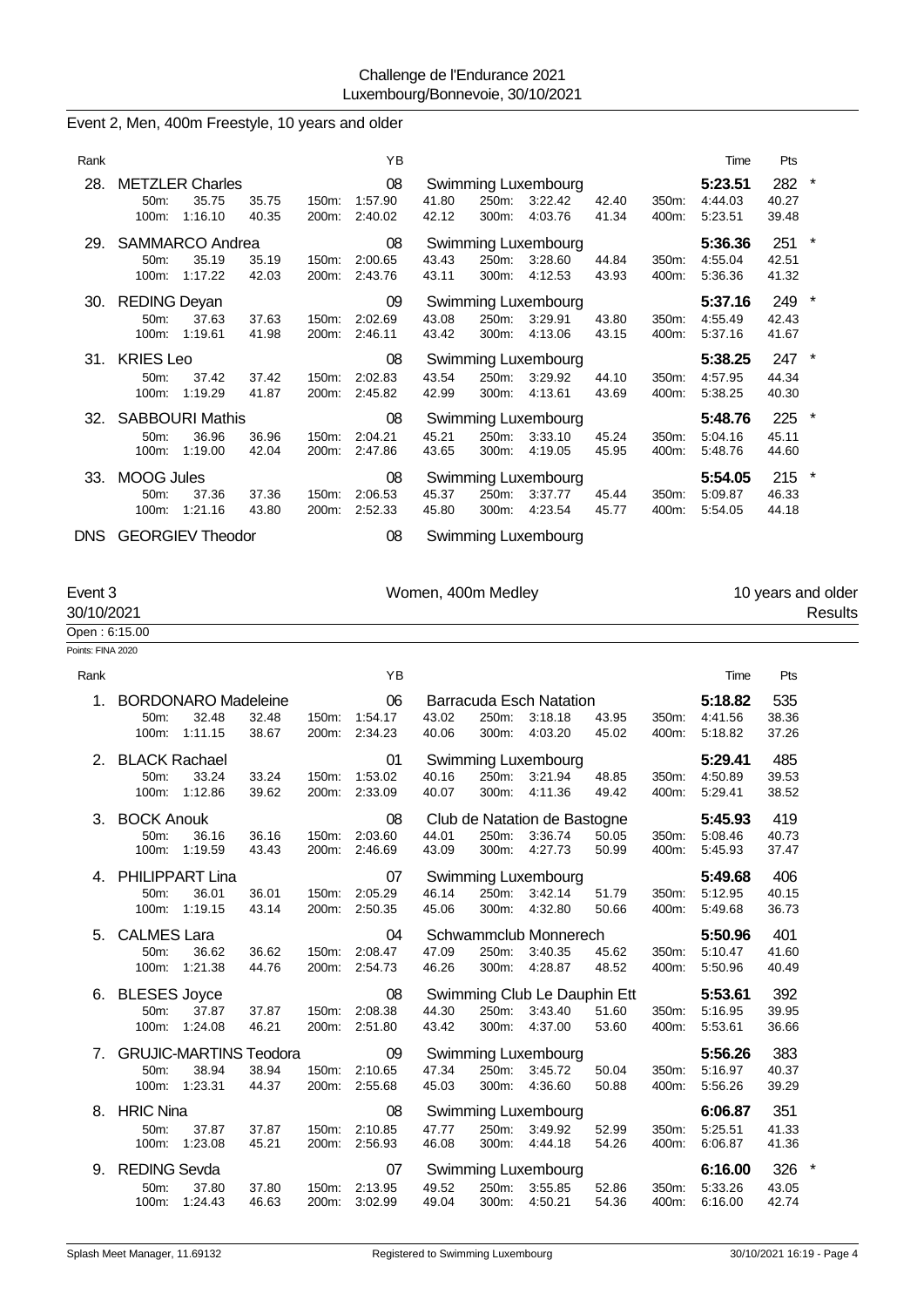Challenge de l'Endurance 2021
Luxembourg/Bonnevoie, 30/10/2021

## Event 2, Men, 400m Freestyle, 10 years and older

| Rank | Name | YB | Club | Time | Pts | |
|---|---|---|---|---|---|---|
| 28. | METZLER Charles | 08 | Swimming Luxembourg | 5:23.51 | 282 | * |
| | 50m: 35.75 35.75 / 100m: 1:16.10 40.35 / 150m: 1:57.90 41.80 / 200m: 2:40.02 42.12 / 250m: 3:22.42 42.40 / 300m: 4:03.76 41.34 / 350m: 4:44.03 40.27 / 400m: 5:23.51 39.48 | | | | | |
| 29. | SAMMARCO Andrea | 08 | Swimming Luxembourg | 5:36.36 | 251 | * |
| | 50m: 35.19 35.19 / 100m: 1:17.22 42.03 / 150m: 2:00.65 43.43 / 200m: 2:43.76 43.11 / 250m: 3:28.60 44.84 / 300m: 4:12.53 43.93 / 350m: 4:55.04 42.51 / 400m: 5:36.36 41.32 | | | | | |
| 30. | REDING Deyan | 09 | Swimming Luxembourg | 5:37.16 | 249 | * |
| | 50m: 37.63 37.63 / 100m: 1:19.61 41.98 / 150m: 2:02.69 43.08 / 200m: 2:46.11 43.42 / 250m: 3:29.91 43.80 / 300m: 4:13.06 43.15 / 350m: 4:55.49 42.43 / 400m: 5:37.16 41.67 | | | | | |
| 31. | KRIES Leo | 08 | Swimming Luxembourg | 5:38.25 | 247 | * |
| | 50m: 37.42 37.42 / 100m: 1:19.29 41.87 / 150m: 2:02.83 43.54 / 200m: 2:45.82 42.99 / 250m: 3:29.92 44.10 / 300m: 4:13.61 43.69 / 350m: 4:57.95 44.34 / 400m: 5:38.25 40.30 | | | | | |
| 32. | SABBOURI Mathis | 08 | Swimming Luxembourg | 5:48.76 | 225 | * |
| | 50m: 36.96 36.96 / 100m: 1:19.00 42.04 / 150m: 2:04.21 45.21 / 200m: 2:47.86 43.65 / 250m: 3:33.10 45.24 / 300m: 4:19.05 45.95 / 350m: 5:04.16 45.11 / 400m: 5:48.76 44.60 | | | | | |
| 33. | MOOG Jules | 08 | Swimming Luxembourg | 5:54.05 | 215 | * |
| | 50m: 37.36 37.36 / 100m: 1:21.16 43.80 / 150m: 2:06.53 45.37 / 200m: 2:52.33 45.80 / 250m: 3:37.77 45.44 / 300m: 4:23.54 45.77 / 350m: 5:09.87 46.33 / 400m: 5:54.05 44.18 | | | | | |
| DNS | GEORGIEV Theodor | 08 | Swimming Luxembourg | | | |

## Event 3 — Women, 400m Medley — 10 years and older

30/10/2021 — Results

Open : 6:15.00

Points: FINA 2020

| Rank | Name | YB | Club | Time | Pts | |
|---|---|---|---|---|---|---|
| 1. | BORDONARO Madeleine | 06 | Barracuda Esch Natation | 5:18.82 | 535 | |
| | 50m: 32.48 32.48 / 100m: 1:11.15 38.67 / 150m: 1:54.17 43.02 / 200m: 2:34.23 40.06 / 250m: 3:18.18 43.95 / 300m: 4:03.20 45.02 / 350m: 4:41.56 38.36 / 400m: 5:18.82 37.26 | | | | | |
| 2. | BLACK Rachael | 01 | Swimming Luxembourg | 5:29.41 | 485 | |
| | 50m: 33.24 33.24 / 100m: 1:12.86 39.62 / 150m: 1:53.02 40.16 / 200m: 2:33.09 40.07 / 250m: 3:21.94 48.85 / 300m: 4:11.36 49.42 / 350m: 4:50.89 39.53 / 400m: 5:29.41 38.52 | | | | | |
| 3. | BOCK Anouk | 08 | Club de Natation de Bastogne | 5:45.93 | 419 | |
| | 50m: 36.16 36.16 / 100m: 1:19.59 43.43 / 150m: 2:03.60 44.01 / 200m: 2:46.69 43.09 / 250m: 3:36.74 50.05 / 300m: 4:27.73 50.99 / 350m: 5:08.46 40.73 / 400m: 5:45.93 37.47 | | | | | |
| 4. | PHILIPPART Lina | 07 | Swimming Luxembourg | 5:49.68 | 406 | |
| | 50m: 36.01 36.01 / 100m: 1:19.15 43.14 / 150m: 2:05.29 46.14 / 200m: 2:50.35 45.06 / 250m: 3:42.14 51.79 / 300m: 4:32.80 50.66 / 350m: 5:12.95 40.15 / 400m: 5:49.68 36.73 | | | | | |
| 5. | CALMES Lara | 04 | Schwammclub Monnerech | 5:50.96 | 401 | |
| | 50m: 36.62 36.62 / 100m: 1:21.38 44.76 / 150m: 2:08.47 47.09 / 200m: 2:54.73 46.26 / 250m: 3:40.35 45.62 / 300m: 4:28.87 48.52 / 350m: 5:10.47 41.60 / 400m: 5:50.96 40.49 | | | | | |
| 6. | BLESES Joyce | 08 | Swimming Club Le Dauphin Ett | 5:53.61 | 392 | |
| | 50m: 37.87 37.87 / 100m: 1:24.08 46.21 / 150m: 2:08.38 44.30 / 200m: 2:51.80 43.42 / 250m: 3:43.40 51.60 / 300m: 4:37.00 53.60 / 350m: 5:16.95 39.95 / 400m: 5:53.61 36.66 | | | | | |
| 7. | GRUJIC-MARTINS Teodora | 09 | Swimming Luxembourg | 5:56.26 | 383 | |
| | 50m: 38.94 38.94 / 100m: 1:23.31 44.37 / 150m: 2:10.65 47.34 / 200m: 2:55.68 45.03 / 250m: 3:45.72 50.04 / 300m: 4:36.60 50.88 / 350m: 5:16.97 40.37 / 400m: 5:56.26 39.29 | | | | | |
| 8. | HRIC Nina | 08 | Swimming Luxembourg | 6:06.87 | 351 | |
| | 50m: 37.87 37.87 / 100m: 1:23.08 45.21 / 150m: 2:10.85 47.77 / 200m: 2:56.93 46.08 / 250m: 3:49.92 52.99 / 300m: 4:44.18 54.26 / 350m: 5:25.51 41.33 / 400m: 6:06.87 41.36 | | | | | |
| 9. | REDING Sevda | 07 | Swimming Luxembourg | 6:16.00 | 326 | * |
| | 50m: 37.80 37.80 / 100m: 1:24.43 46.63 / 150m: 2:13.95 49.52 / 200m: 3:02.99 49.04 / 250m: 3:55.85 52.86 / 300m: 4:50.21 54.36 / 350m: 5:33.26 43.05 / 400m: 6:16.00 42.74 | | | | | |

Splash Meet Manager, 11.69132 — Registered to Swimming Luxembourg — 30/10/2021 16:19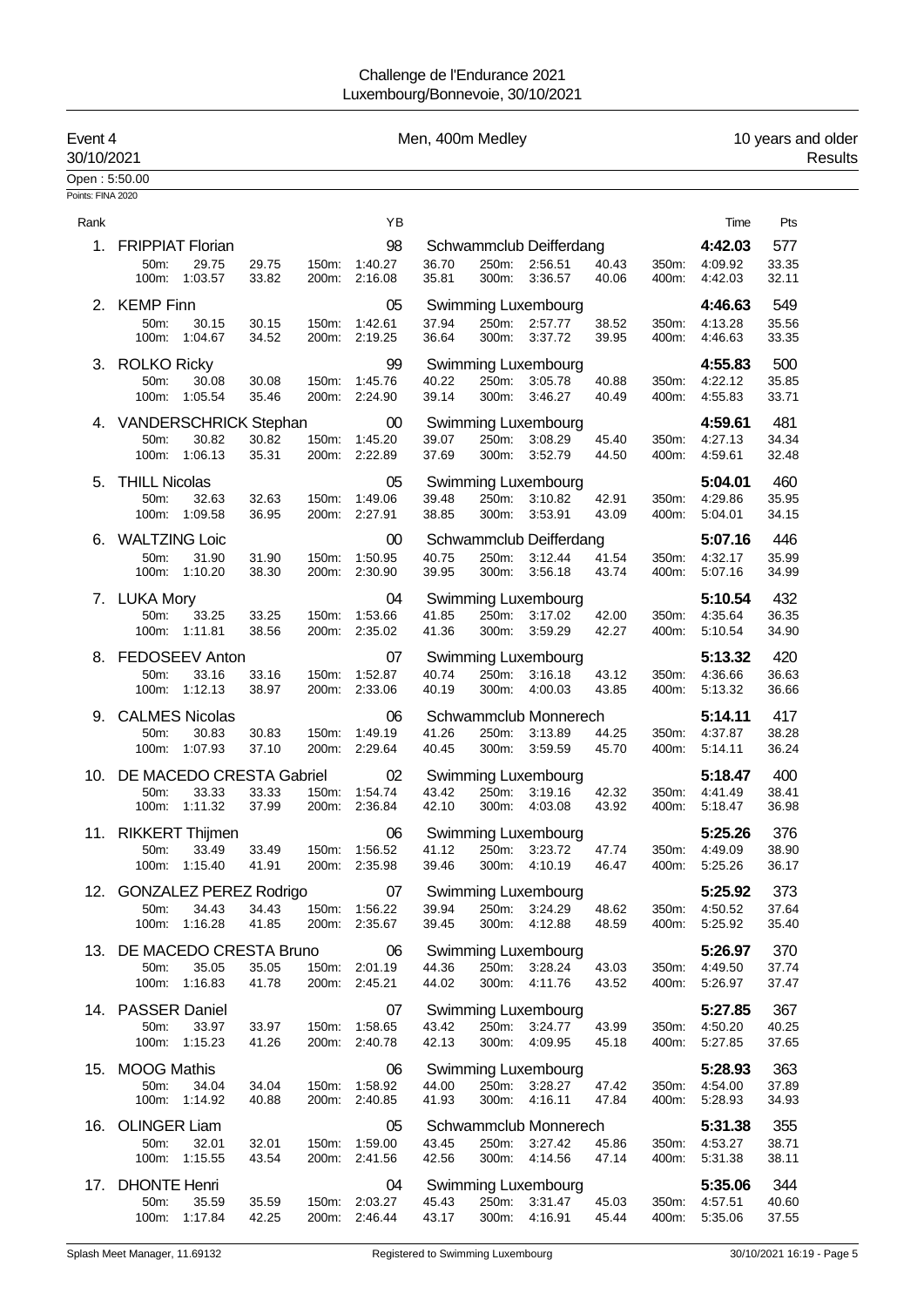Challenge de l'Endurance 2021
Luxembourg/Bonnevoie, 30/10/2021

Event 4 — Men, 400m Medley — 10 years and older
30/10/2021 — Results

Open : 5:50.00
Points: FINA 2020

| Rank | Name | YB | Club | Time | Pts |
|---|---|---|---|---|---|
| 1. | FRIPPIAT Florian | 98 | Schwammclub Deifferdang | 4:42.03 | 577 |
| | 50m: 29.75 (29.75) / 100m: 1:03.57 (33.82) / 150m: 1:40.27 (36.70) / 200m: 2:16.08 (35.81) / 250m: 2:56.51 (40.43) / 300m: 3:36.57 (40.06) / 350m: 4:09.92 (33.35) / 400m: 4:42.03 (32.11) | | | | |
| 2. | KEMP Finn | 05 | Swimming Luxembourg | 4:46.63 | 549 |
| | 50m: 30.15 (30.15) / 100m: 1:04.67 (34.52) / 150m: 1:42.61 (37.94) / 200m: 2:19.25 (36.64) / 250m: 2:57.77 (38.52) / 300m: 3:37.72 (39.95) / 350m: 4:13.28 (35.56) / 400m: 4:46.63 (33.35) | | | | |
| 3. | ROLKO Ricky | 99 | Swimming Luxembourg | 4:55.83 | 500 |
| | 50m: 30.08 (30.08) / 100m: 1:05.54 (35.46) / 150m: 1:45.76 (40.22) / 200m: 2:24.90 (39.14) / 250m: 3:05.78 (40.88) / 300m: 3:46.27 (40.49) / 350m: 4:22.12 (35.85) / 400m: 4:55.83 (33.71) | | | | |
| 4. | VANDERSCHRICK Stephan | 00 | Swimming Luxembourg | 4:59.61 | 481 |
| | 50m: 30.82 (30.82) / 100m: 1:06.13 (35.31) / 150m: 1:45.20 (39.07) / 200m: 2:22.89 (37.69) / 250m: 3:08.29 (45.40) / 300m: 3:52.79 (44.50) / 350m: 4:27.13 (34.34) / 400m: 4:59.61 (32.48) | | | | |
| 5. | THILL Nicolas | 05 | Swimming Luxembourg | 5:04.01 | 460 |
| | 50m: 32.63 (32.63) / 100m: 1:09.58 (36.95) / 150m: 1:49.06 (39.48) / 200m: 2:27.91 (38.85) / 250m: 3:10.82 (42.91) / 300m: 3:53.91 (43.09) / 350m: 4:29.86 (35.95) / 400m: 5:04.01 (34.15) | | | | |
| 6. | WALTZING Loic | 00 | Schwammclub Deifferdang | 5:07.16 | 446 |
| | 50m: 31.90 (31.90) / 100m: 1:10.20 (38.30) / 150m: 1:50.95 (40.75) / 200m: 2:30.90 (39.95) / 250m: 3:12.44 (41.54) / 300m: 3:56.18 (43.74) / 350m: 4:32.17 (35.99) / 400m: 5:07.16 (34.99) | | | | |
| 7. | LUKA Mory | 04 | Swimming Luxembourg | 5:10.54 | 432 |
| | 50m: 33.25 (33.25) / 100m: 1:11.81 (38.56) / 150m: 1:53.66 (41.85) / 200m: 2:35.02 (41.36) / 250m: 3:17.02 (42.00) / 300m: 3:59.29 (42.27) / 350m: 4:35.64 (36.35) / 400m: 5:10.54 (34.90) | | | | |
| 8. | FEDOSEEV Anton | 07 | Swimming Luxembourg | 5:13.32 | 420 |
| | 50m: 33.16 (33.16) / 100m: 1:12.13 (38.97) / 150m: 1:52.87 (40.74) / 200m: 2:33.06 (40.19) / 250m: 3:16.18 (43.12) / 300m: 4:00.03 (43.85) / 350m: 4:36.66 (36.63) / 400m: 5:13.32 (36.66) | | | | |
| 9. | CALMES Nicolas | 06 | Schwammclub Monnerech | 5:14.11 | 417 |
| | 50m: 30.83 (30.83) / 100m: 1:07.93 (37.10) / 150m: 1:49.19 (41.26) / 200m: 2:29.64 (40.45) / 250m: 3:13.89 (44.25) / 300m: 3:59.59 (45.70) / 350m: 4:37.87 (38.28) / 400m: 5:14.11 (36.24) | | | | |
| 10. | DE MACEDO CRESTA Gabriel | 02 | Swimming Luxembourg | 5:18.47 | 400 |
| | 50m: 33.33 (33.33) / 100m: 1:11.32 (37.99) / 150m: 1:54.74 (43.42) / 200m: 2:36.84 (42.10) / 250m: 3:19.16 (42.32) / 300m: 4:03.08 (43.92) / 350m: 4:41.49 (38.41) / 400m: 5:18.47 (36.98) | | | | |
| 11. | RIKKERT Thijmen | 06 | Swimming Luxembourg | 5:25.26 | 376 |
| | 50m: 33.49 (33.49) / 100m: 1:15.40 (41.91) / 150m: 1:56.52 (41.12) / 200m: 2:35.98 (39.46) / 250m: 3:23.72 (47.74) / 300m: 4:10.19 (46.47) / 350m: 4:49.09 (38.90) / 400m: 5:25.26 (36.17) | | | | |
| 12. | GONZALEZ PEREZ Rodrigo | 07 | Swimming Luxembourg | 5:25.92 | 373 |
| | 50m: 34.43 (34.43) / 100m: 1:16.28 (41.85) / 150m: 1:56.22 (39.94) / 200m: 2:35.67 (39.45) / 250m: 3:24.29 (48.62) / 300m: 4:12.88 (48.59) / 350m: 4:50.52 (37.64) / 400m: 5:25.92 (35.40) | | | | |
| 13. | DE MACEDO CRESTA Bruno | 06 | Swimming Luxembourg | 5:26.97 | 370 |
| | 50m: 35.05 (35.05) / 100m: 1:16.83 (41.78) / 150m: 2:01.19 (44.36) / 200m: 2:45.21 (44.02) / 250m: 3:28.24 (43.03) / 300m: 4:11.76 (43.52) / 350m: 4:49.50 (37.74) / 400m: 5:26.97 (37.47) | | | | |
| 14. | PASSER Daniel | 07 | Swimming Luxembourg | 5:27.85 | 367 |
| | 50m: 33.97 (33.97) / 100m: 1:15.23 (41.26) / 150m: 1:58.65 (43.42) / 200m: 2:40.78 (42.13) / 250m: 3:24.77 (43.99) / 300m: 4:09.95 (45.18) / 350m: 4:50.20 (40.25) / 400m: 5:27.85 (37.65) | | | | |
| 15. | MOOG Mathis | 06 | Swimming Luxembourg | 5:28.93 | 363 |
| | 50m: 34.04 (34.04) / 100m: 1:14.92 (40.88) / 150m: 1:58.92 (44.00) / 200m: 2:40.85 (41.93) / 250m: 3:28.27 (47.42) / 300m: 4:16.11 (47.84) / 350m: 4:54.00 (37.89) / 400m: 5:28.93 (34.93) | | | | |
| 16. | OLINGER Liam | 05 | Schwammclub Monnerech | 5:31.38 | 355 |
| | 50m: 32.01 (32.01) / 100m: 1:15.55 (43.54) / 150m: 1:59.00 (43.45) / 200m: 2:41.56 (42.56) / 250m: 3:27.42 (45.86) / 300m: 4:14.56 (47.14) / 350m: 4:53.27 (38.71) / 400m: 5:31.38 (38.11) | | | | |
| 17. | DHONTE Henri | 04 | Swimming Luxembourg | 5:35.06 | 344 |
| | 50m: 35.59 (35.59) / 100m: 1:17.84 (42.25) / 150m: 2:03.27 (45.43) / 200m: 2:46.44 (43.17) / 250m: 3:31.47 (45.03) / 300m: 4:16.91 (45.44) / 350m: 4:57.51 (40.60) / 400m: 5:35.06 (37.55) | | | | |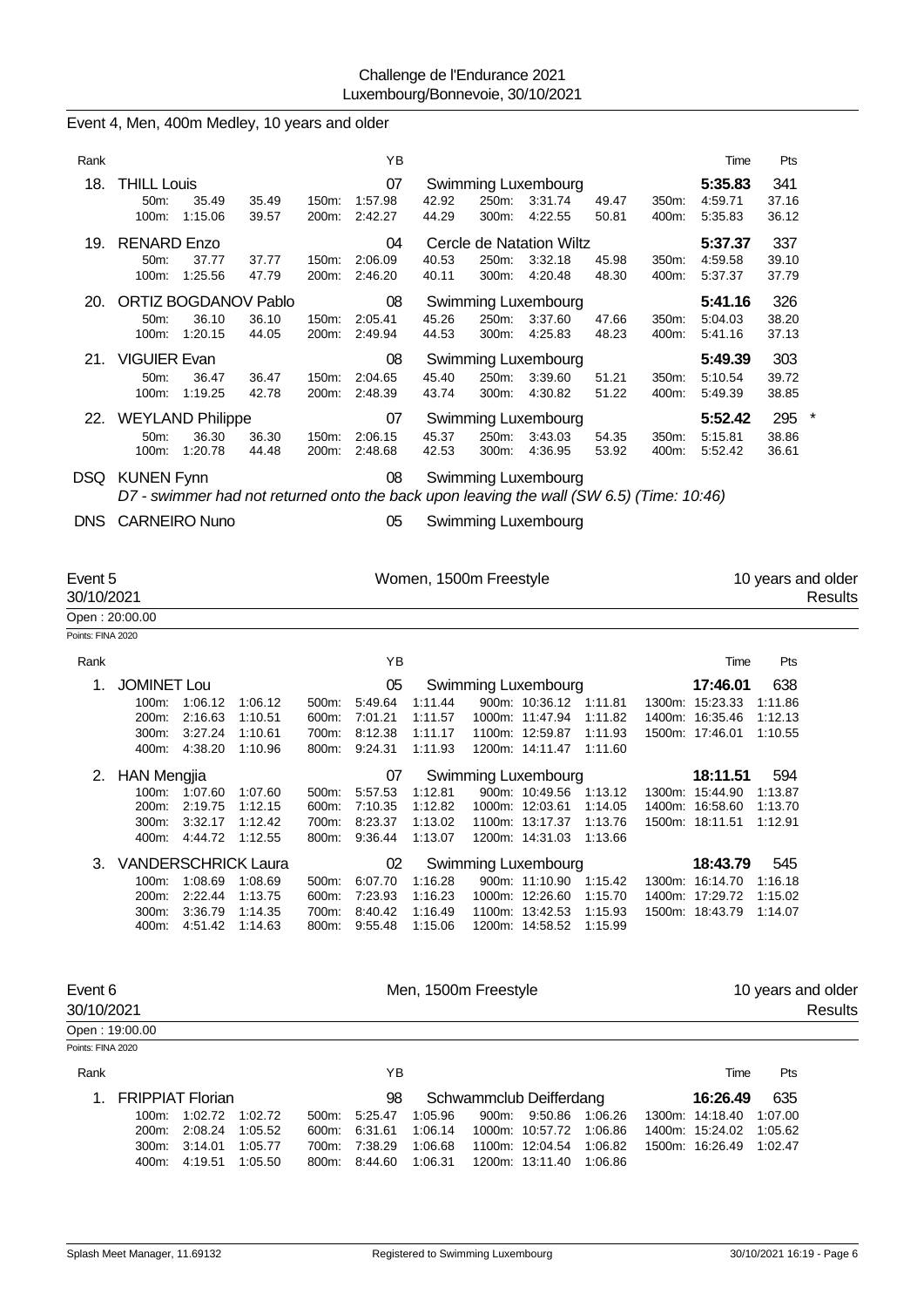Challenge de l'Endurance 2021
Luxembourg/Bonnevoie, 30/10/2021

## Event 4, Men, 400m Medley, 10 years and older

| Rank | Name | YB | Club | Time | Pts |
|---|---|---|---|---|---|
| 18. | THILL Louis | 07 | Swimming Luxembourg | 5:35.83 | 341 |
| | 50m: 35.49 35.49 / 100m: 1:15.06 39.57 / 150m: 1:57.98 42.92 / 200m: 2:42.27 44.29 / 250m: 3:31.74 49.47 / 300m: 4:22.55 50.81 / 350m: 4:59.71 37.16 / 400m: 5:35.83 36.12 | | | | |
| 19. | RENARD Enzo | 04 | Cercle de Natation Wiltz | 5:37.37 | 337 |
| | 50m: 37.77 37.77 / 100m: 1:25.56 47.79 / 150m: 2:06.09 40.53 / 200m: 2:46.20 40.11 / 250m: 3:32.18 45.98 / 300m: 4:20.48 48.30 / 350m: 4:59.58 39.10 / 400m: 5:37.37 37.79 | | | | |
| 20. | ORTIZ BOGDANOV Pablo | 08 | Swimming Luxembourg | 5:41.16 | 326 |
| | 50m: 36.10 36.10 / 100m: 1:20.15 44.05 / 150m: 2:05.41 45.26 / 200m: 2:49.94 44.53 / 250m: 3:37.60 47.66 / 300m: 4:25.83 48.23 / 350m: 5:04.03 38.20 / 400m: 5:41.16 37.13 | | | | |
| 21. | VIGUIER Evan | 08 | Swimming Luxembourg | 5:49.39 | 303 |
| | 50m: 36.47 36.47 / 100m: 1:19.25 42.78 / 150m: 2:04.65 45.40 / 200m: 2:48.39 43.74 / 250m: 3:39.60 51.21 / 300m: 4:30.82 51.22 / 350m: 5:10.54 39.72 / 400m: 5:49.39 38.85 | | | | |
| 22. | WEYLAND Philippe | 07 | Swimming Luxembourg | 5:52.42 | 295 * |
| | 50m: 36.30 36.30 / 100m: 1:20.78 44.48 / 150m: 2:06.15 45.37 / 200m: 2:48.68 42.53 / 250m: 3:43.03 54.35 / 300m: 4:36.95 53.92 / 350m: 5:15.81 38.86 / 400m: 5:52.42 36.61 | | | | |
| DSQ | KUNEN Fynn | 08 | Swimming Luxembourg | | |
| | *D7 - swimmer had not returned onto the back upon leaving the wall (SW 6.5) (Time: 10:46)* | | | | |
| DNS | CARNEIRO Nuno | 05 | Swimming Luxembourg | | |

## Event 5 — Women, 1500m Freestyle — 10 years and older

30/10/2021 — Results

Open : 20:00.00

Points: FINA 2020

| Rank | Name | YB | Club | Time | Pts |
|---|---|---|---|---|---|
| 1. | JOMINET Lou | 05 | Swimming Luxembourg | 17:46.01 | 638 |
| | 100m: 1:06.12 1:06.12 / 200m: 2:16.63 1:10.51 / 300m: 3:27.24 1:10.61 / 400m: 4:38.20 1:10.96 / 500m: 5:49.64 1:11.44 / 600m: 7:01.21 1:11.57 / 700m: 8:12.38 1:11.17 / 800m: 9:24.31 1:11.93 / 900m: 10:36.12 1:11.81 / 1000m: 11:47.94 1:11.82 / 1100m: 12:59.87 1:11.93 / 1200m: 14:11.47 1:11.60 / 1300m: 15:23.33 1:11.86 / 1400m: 16:35.46 1:12.13 / 1500m: 17:46.01 1:10.55 | | | | |
| 2. | HAN Mengjia | 07 | Swimming Luxembourg | 18:11.51 | 594 |
| | 100m: 1:07.60 1:07.60 / 200m: 2:19.75 1:12.15 / 300m: 3:32.17 1:12.42 / 400m: 4:44.72 1:12.55 / 500m: 5:57.53 1:12.81 / 600m: 7:10.35 1:12.82 / 700m: 8:23.37 1:13.02 / 800m: 9:36.44 1:13.07 / 900m: 10:49.56 1:13.12 / 1000m: 12:03.61 1:14.05 / 1100m: 13:17.37 1:13.76 / 1200m: 14:31.03 1:13.66 / 1300m: 15:44.90 1:13.87 / 1400m: 16:58.60 1:13.70 / 1500m: 18:11.51 1:12.91 | | | | |
| 3. | VANDERSCHRICK Laura | 02 | Swimming Luxembourg | 18:43.79 | 545 |
| | 100m: 1:08.69 1:08.69 / 200m: 2:22.44 1:13.75 / 300m: 3:36.79 1:14.35 / 400m: 4:51.42 1:14.63 / 500m: 6:07.70 1:16.28 / 600m: 7:23.93 1:16.23 / 700m: 8:40.42 1:16.49 / 800m: 9:55.48 1:15.06 / 900m: 11:10.90 1:15.42 / 1000m: 12:26.60 1:15.70 / 1100m: 13:42.53 1:15.93 / 1200m: 14:58.52 1:15.99 / 1300m: 16:14.70 1:16.18 / 1400m: 17:29.72 1:15.02 / 1500m: 18:43.79 1:14.07 | | | | |

## Event 6 — Men, 1500m Freestyle — 10 years and older

30/10/2021 — Results

Open : 19:00.00

Points: FINA 2020

| Rank | Name | YB | Club | Time | Pts |
|---|---|---|---|---|---|
| 1. | FRIPPIAT Florian | 98 | Schwammclub Deifferdang | 16:26.49 | 635 |
| | 100m: 1:02.72 1:02.72 / 200m: 2:08.24 1:05.52 / 300m: 3:14.01 1:05.77 / 400m: 4:19.51 1:05.50 / 500m: 5:25.47 1:05.96 / 600m: 6:31.61 1:06.14 / 700m: 7:38.29 1:06.68 / 800m: 8:44.60 1:06.31 / 900m: 9:50.86 1:06.26 / 1000m: 10:57.72 1:06.86 / 1100m: 12:04.54 1:06.82 / 1200m: 13:11.40 1:06.86 / 1300m: 14:18.40 1:07.00 / 1400m: 15:24.02 1:05.62 / 1500m: 16:26.49 1:02.47 | | | | |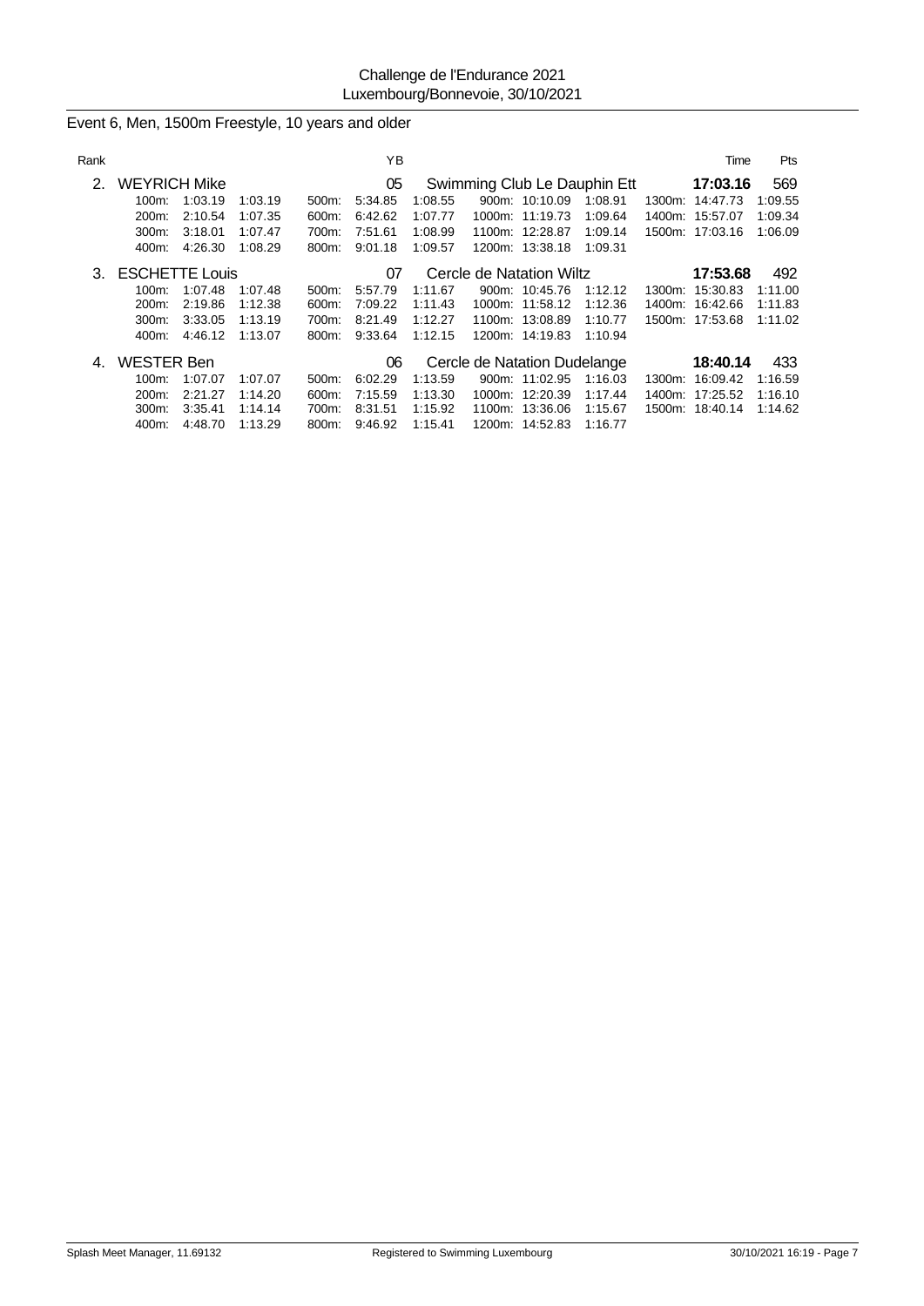Challenge de l'Endurance 2021
Luxembourg/Bonnevoie, 30/10/2021

## Event 6, Men, 1500m Freestyle, 10 years and older

| Rank | | YB | | Time | Pts |
|---|---|---|---|---|---|
| 2. | WEYRICH Mike | 05 | Swimming Club Le Dauphin Ett | **17:03.16** | 569 |
| 3. | ESCHETTE Louis | 07 | Cercle de Natation Wiltz | **17:53.68** | 492 |
| 4. | WESTER Ben | 06 | Cercle de Natation Dudelange | **18:40.14** | 433 |

**2. WEYRICH Mike** (05, Swimming Club Le Dauphin Ett) – 17:03.16 – 569

| Distance | Time | Split | Distance | Time | Split | Distance | Time | Split | Distance | Time | Split |
|---|---|---|---|---|---|---|---|---|---|---|---|
| 100m: | 1:03.19 | 1:03.19 | 500m: | 5:34.85 | 1:08.55 | 900m: | 10:10.09 | 1:08.91 | 1300m: | 14:47.73 | 1:09.55 |
| 200m: | 2:10.54 | 1:07.35 | 600m: | 6:42.62 | 1:07.77 | 1000m: | 11:19.73 | 1:09.64 | 1400m: | 15:57.07 | 1:09.34 |
| 300m: | 3:18.01 | 1:07.47 | 700m: | 7:51.61 | 1:08.99 | 1100m: | 12:28.87 | 1:09.14 | 1500m: | 17:03.16 | 1:06.09 |
| 400m: | 4:26.30 | 1:08.29 | 800m: | 9:01.18 | 1:09.57 | 1200m: | 13:38.18 | 1:09.31 | | | |

**3. ESCHETTE Louis** (07, Cercle de Natation Wiltz) – 17:53.68 – 492

| Distance | Time | Split | Distance | Time | Split | Distance | Time | Split | Distance | Time | Split |
|---|---|---|---|---|---|---|---|---|---|---|---|
| 100m: | 1:07.48 | 1:07.48 | 500m: | 5:57.79 | 1:11.67 | 900m: | 10:45.76 | 1:12.12 | 1300m: | 15:30.83 | 1:11.00 |
| 200m: | 2:19.86 | 1:12.38 | 600m: | 7:09.22 | 1:11.43 | 1000m: | 11:58.12 | 1:12.36 | 1400m: | 16:42.66 | 1:11.83 |
| 300m: | 3:33.05 | 1:13.19 | 700m: | 8:21.49 | 1:12.27 | 1100m: | 13:08.89 | 1:10.77 | 1500m: | 17:53.68 | 1:11.02 |
| 400m: | 4:46.12 | 1:13.07 | 800m: | 9:33.64 | 1:12.15 | 1200m: | 14:19.83 | 1:10.94 | | | |

**4. WESTER Ben** (06, Cercle de Natation Dudelange) – 18:40.14 – 433

| Distance | Time | Split | Distance | Time | Split | Distance | Time | Split | Distance | Time | Split |
|---|---|---|---|---|---|---|---|---|---|---|---|
| 100m: | 1:07.07 | 1:07.07 | 500m: | 6:02.29 | 1:13.59 | 900m: | 11:02.95 | 1:16.03 | 1300m: | 16:09.42 | 1:16.59 |
| 200m: | 2:21.27 | 1:14.20 | 600m: | 7:15.59 | 1:13.30 | 1000m: | 12:20.39 | 1:17.44 | 1400m: | 17:25.52 | 1:16.10 |
| 300m: | 3:35.41 | 1:14.14 | 700m: | 8:31.51 | 1:15.92 | 1100m: | 13:36.06 | 1:15.67 | 1500m: | 18:40.14 | 1:14.62 |
| 400m: | 4:48.70 | 1:13.29 | 800m: | 9:46.92 | 1:15.41 | 1200m: | 14:52.83 | 1:16.77 | | | |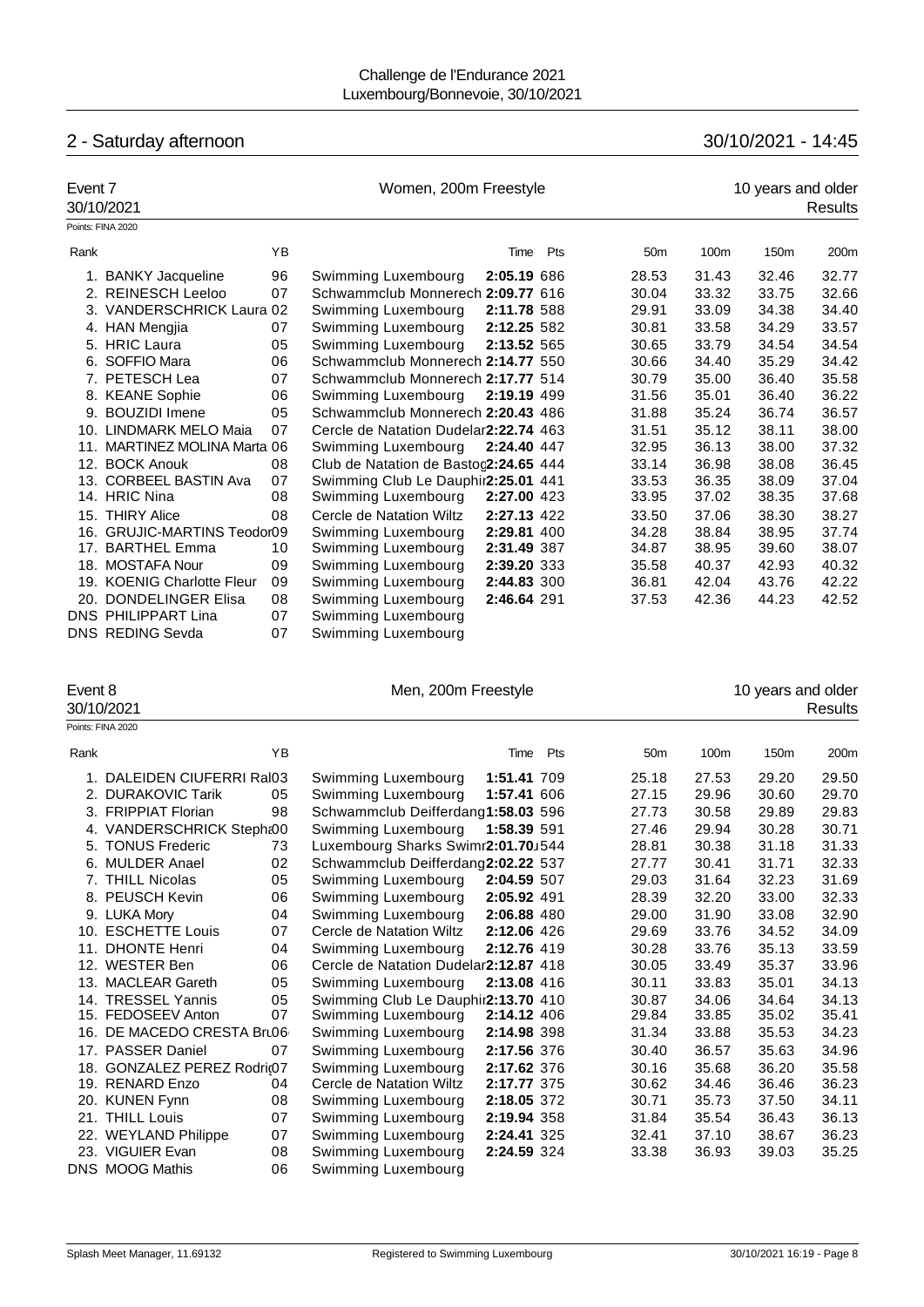Challenge de l'Endurance 2021
Luxembourg/Bonnevoie, 30/10/2021

## 2 - Saturday afternoon — 30/10/2021 - 14:45

### Event 7 — Women, 200m Freestyle — 10 years and older

30/10/2021 — Results

Points: FINA 2020

| Rank | | YB | | Time | Pts | 50m | 100m | 150m | 200m |
|---|---|---|---|---|---|---|---|---|---|
| 1. | BANKY Jacqueline | 96 | Swimming Luxembourg | **2:05.19** | 686 | 28.53 | 31.43 | 32.46 | 32.77 |
| 2. | REINESCH Leeloo | 07 | Schwammclub Monnerech | **2:09.77** | 616 | 30.04 | 33.32 | 33.75 | 32.66 |
| 3. | VANDERSCHRICK Laura | 02 | Swimming Luxembourg | **2:11.78** | 588 | 29.91 | 33.09 | 34.38 | 34.40 |
| 4. | HAN Mengjia | 07 | Swimming Luxembourg | **2:12.25** | 582 | 30.81 | 33.58 | 34.29 | 33.57 |
| 5. | HRIC Laura | 05 | Swimming Luxembourg | **2:13.52** | 565 | 30.65 | 33.79 | 34.54 | 34.54 |
| 6. | SOFFIO Mara | 06 | Schwammclub Monnerech | **2:14.77** | 550 | 30.66 | 34.40 | 35.29 | 34.42 |
| 7. | PETESCH Lea | 07 | Schwammclub Monnerech | **2:17.77** | 514 | 30.79 | 35.00 | 36.40 | 35.58 |
| 8. | KEANE Sophie | 06 | Swimming Luxembourg | **2:19.19** | 499 | 31.56 | 35.01 | 36.40 | 36.22 |
| 9. | BOUZIDI Imene | 05 | Schwammclub Monnerech | **2:20.43** | 486 | 31.88 | 35.24 | 36.74 | 36.57 |
| 10. | LINDMARK MELO Maia | 07 | Cercle de Natation Dudelar | **2:22.74** | 463 | 31.51 | 35.12 | 38.11 | 38.00 |
| 11. | MARTINEZ MOLINA Marta | 06 | Swimming Luxembourg | **2:24.40** | 447 | 32.95 | 36.13 | 38.00 | 37.32 |
| 12. | BOCK Anouk | 08 | Club de Natation de Bastog | **2:24.65** | 444 | 33.14 | 36.98 | 38.08 | 36.45 |
| 13. | CORBEEL BASTIN Ava | 07 | Swimming Club Le Dauphi | **2:25.01** | 441 | 33.53 | 36.35 | 38.09 | 37.04 |
| 14. | HRIC Nina | 08 | Swimming Luxembourg | **2:27.00** | 423 | 33.95 | 37.02 | 38.35 | 37.68 |
| 15. | THIRY Alice | 08 | Cercle de Natation Wiltz | **2:27.13** | 422 | 33.50 | 37.06 | 38.30 | 38.27 |
| 16. | GRUJIC-MARTINS Teodor | 09 | Swimming Luxembourg | **2:29.81** | 400 | 34.28 | 38.84 | 38.95 | 37.74 |
| 17. | BARTHEL Emma | 10 | Swimming Luxembourg | **2:31.49** | 387 | 34.87 | 38.95 | 39.60 | 38.07 |
| 18. | MOSTAFA Nour | 09 | Swimming Luxembourg | **2:39.20** | 333 | 35.58 | 40.37 | 42.93 | 40.32 |
| 19. | KOENIG Charlotte Fleur | 09 | Swimming Luxembourg | **2:44.83** | 300 | 36.81 | 42.04 | 43.76 | 42.22 |
| 20. | DONDELINGER Elisa | 08 | Swimming Luxembourg | **2:46.64** | 291 | 37.53 | 42.36 | 44.23 | 42.52 |
| DNS | PHILIPPART Lina | 07 | Swimming Luxembourg | | | | | | |
| DNS | REDING Sevda | 07 | Swimming Luxembourg | | | | | | |

### Event 8 — Men, 200m Freestyle — 10 years and older

30/10/2021 — Results

Points: FINA 2020

| Rank | | YB | | Time | Pts | 50m | 100m | 150m | 200m |
|---|---|---|---|---|---|---|---|---|---|
| 1. | DALEIDEN CIUFERRI Ral | 03 | Swimming Luxembourg | **1:51.41** | 709 | 25.18 | 27.53 | 29.20 | 29.50 |
| 2. | DURAKOVIC Tarik | 05 | Swimming Luxembourg | **1:57.41** | 606 | 27.15 | 29.96 | 30.60 | 29.70 |
| 3. | FRIPPIAT Florian | 98 | Schwammclub Deifferdang | **1:58.03** | 596 | 27.73 | 30.58 | 29.89 | 29.83 |
| 4. | VANDERSCHRICK Steph | 00 | Swimming Luxembourg | **1:58.39** | 591 | 27.46 | 29.94 | 30.28 | 30.71 |
| 5. | TONUS Frederic | 73 | Luxembourg Sharks Swimr | **2:01.70** | 544 | 28.81 | 30.38 | 31.18 | 31.33 |
| 6. | MULDER Anael | 02 | Schwammclub Deifferdang | **2:02.22** | 537 | 27.77 | 30.41 | 31.71 | 32.33 |
| 7. | THILL Nicolas | 05 | Swimming Luxembourg | **2:04.59** | 507 | 29.03 | 31.64 | 32.23 | 31.69 |
| 8. | PEUSCH Kevin | 06 | Swimming Luxembourg | **2:05.92** | 491 | 28.39 | 32.20 | 33.00 | 32.33 |
| 9. | LUKA Mory | 04 | Swimming Luxembourg | **2:06.88** | 480 | 29.00 | 31.90 | 33.08 | 32.90 |
| 10. | ESCHETTE Louis | 07 | Cercle de Natation Wiltz | **2:12.06** | 426 | 29.69 | 33.76 | 34.52 | 34.09 |
| 11. | DHONTE Henri | 04 | Swimming Luxembourg | **2:12.76** | 419 | 30.28 | 33.76 | 35.13 | 33.59 |
| 12. | WESTER Ben | 06 | Cercle de Natation Dudelar | **2:12.87** | 418 | 30.05 | 33.49 | 35.37 | 33.96 |
| 13. | MACLEAR Gareth | 05 | Swimming Luxembourg | **2:13.08** | 416 | 30.11 | 33.83 | 35.01 | 34.13 |
| 14. | TRESSEL Yannis | 05 | Swimming Club Le Dauphi | **2:13.70** | 410 | 30.87 | 34.06 | 34.64 | 34.13 |
| 15. | FEDOSEEV Anton | 07 | Swimming Luxembourg | **2:14.12** | 406 | 29.84 | 33.85 | 35.02 | 35.41 |
| 16. | DE MACEDO CRESTA Bru | 06 | Swimming Luxembourg | **2:14.98** | 398 | 31.34 | 33.88 | 35.53 | 34.23 |
| 17. | PASSER Daniel | 07 | Swimming Luxembourg | **2:17.56** | 376 | 30.40 | 36.57 | 35.63 | 34.96 |
| 18. | GONZALEZ PEREZ Rodri | 07 | Swimming Luxembourg | **2:17.62** | 376 | 30.16 | 35.68 | 36.20 | 35.58 |
| 19. | RENARD Enzo | 04 | Cercle de Natation Wiltz | **2:17.77** | 375 | 30.62 | 34.46 | 36.46 | 36.23 |
| 20. | KUNEN Fynn | 08 | Swimming Luxembourg | **2:18.05** | 372 | 30.71 | 35.73 | 37.50 | 34.11 |
| 21. | THILL Louis | 07 | Swimming Luxembourg | **2:19.94** | 358 | 31.84 | 35.54 | 36.43 | 36.13 |
| 22. | WEYLAND Philippe | 07 | Swimming Luxembourg | **2:24.41** | 325 | 32.41 | 37.10 | 38.67 | 36.23 |
| 23. | VIGUIER Evan | 08 | Swimming Luxembourg | **2:24.59** | 324 | 33.38 | 36.93 | 39.03 | 35.25 |
| DNS | MOOG Mathis | 06 | Swimming Luxembourg | | | | | | |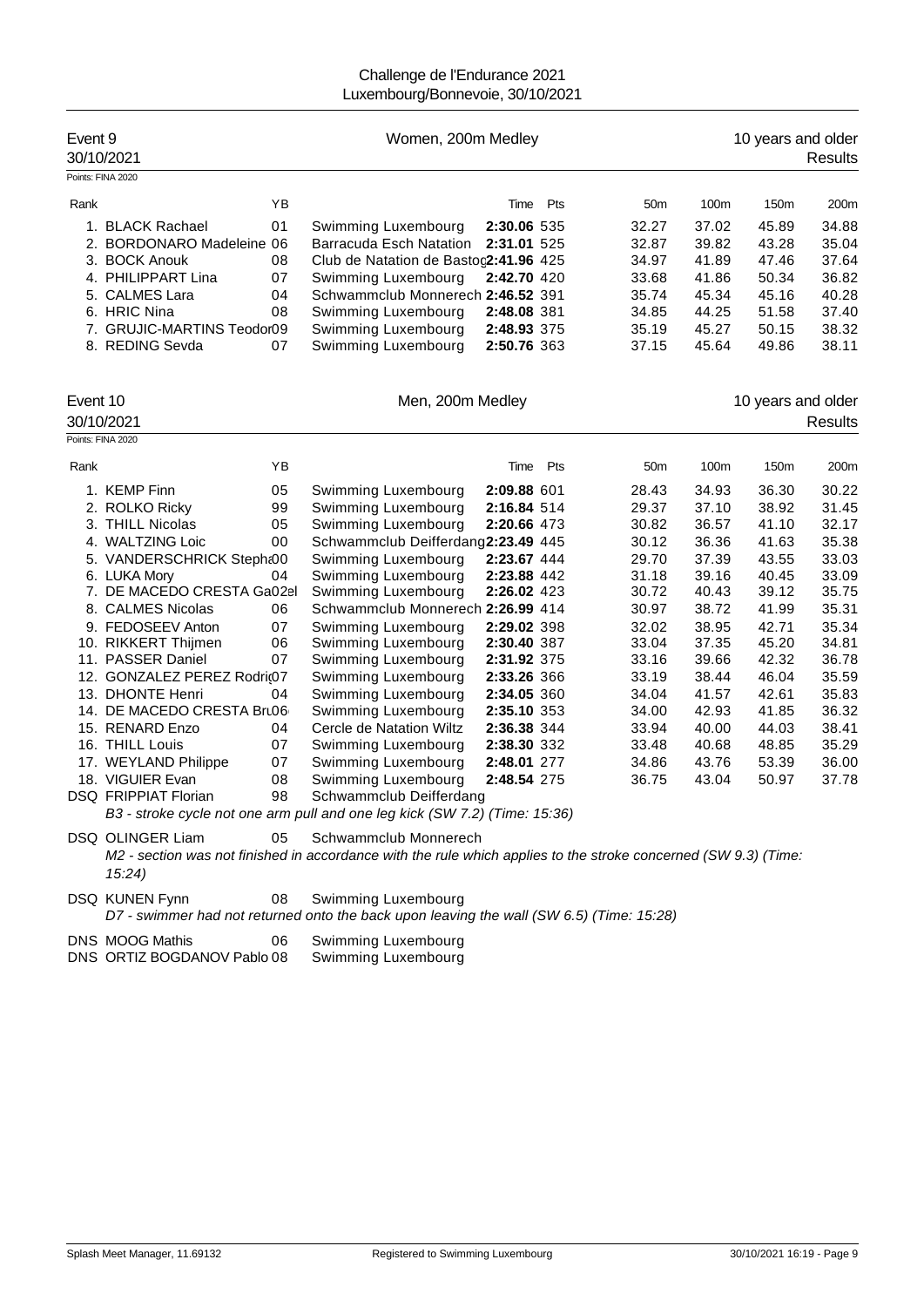Challenge de l'Endurance 2021
Luxembourg/Bonnevoie, 30/10/2021

## Event 9 — Women, 200m Medley — 10 years and older

30/10/2021 — Results

Points: FINA 2020

| Rank | Name | YB | Club | Time | Pts | 50m | 100m | 150m | 200m |
|---|---|---|---|---|---|---|---|---|---|
| 1. | BLACK Rachael | 01 | Swimming Luxembourg | 2:30.06 | 535 | 32.27 | 37.02 | 45.89 | 34.88 |
| 2. | BORDONARO Madeleine | 06 | Barracuda Esch Natation | 2:31.01 | 525 | 32.87 | 39.82 | 43.28 | 35.04 |
| 3. | BOCK Anouk | 08 | Club de Natation de Bastog | 2:41.96 | 425 | 34.97 | 41.89 | 47.46 | 37.64 |
| 4. | PHILIPPART Lina | 07 | Swimming Luxembourg | 2:42.70 | 420 | 33.68 | 41.86 | 50.34 | 36.82 |
| 5. | CALMES Lara | 04 | Schwammclub Monnerech | 2:46.52 | 391 | 35.74 | 45.34 | 45.16 | 40.28 |
| 6. | HRIC Nina | 08 | Swimming Luxembourg | 2:48.08 | 381 | 34.85 | 44.25 | 51.58 | 37.40 |
| 7. | GRUJIC-MARTINS Teodor | 09 | Swimming Luxembourg | 2:48.93 | 375 | 35.19 | 45.27 | 50.15 | 38.32 |
| 8. | REDING Sevda | 07 | Swimming Luxembourg | 2:50.76 | 363 | 37.15 | 45.64 | 49.86 | 38.11 |

## Event 10 — Men, 200m Medley — 10 years and older

30/10/2021 — Results

Points: FINA 2020

| Rank | Name | YB | Club | Time | Pts | 50m | 100m | 150m | 200m |
|---|---|---|---|---|---|---|---|---|---|
| 1. | KEMP Finn | 05 | Swimming Luxembourg | 2:09.88 | 601 | 28.43 | 34.93 | 36.30 | 30.22 |
| 2. | ROLKO Ricky | 99 | Swimming Luxembourg | 2:16.84 | 514 | 29.37 | 37.10 | 38.92 | 31.45 |
| 3. | THILL Nicolas | 05 | Swimming Luxembourg | 2:20.66 | 473 | 30.82 | 36.57 | 41.10 | 32.17 |
| 4. | WALTZING Loic | 00 | Schwammclub Deifferdang | 2:23.49 | 445 | 30.12 | 36.36 | 41.63 | 35.38 |
| 5. | VANDERSCHRICK Steph | 00 | Swimming Luxembourg | 2:23.67 | 444 | 29.70 | 37.39 | 43.55 | 33.03 |
| 6. | LUKA Mory | 04 | Swimming Luxembourg | 2:23.88 | 442 | 31.18 | 39.16 | 40.45 | 33.09 |
| 7. | DE MACEDO CRESTA Ga | 02 | Swimming Luxembourg | 2:26.02 | 423 | 30.72 | 40.43 | 39.12 | 35.75 |
| 8. | CALMES Nicolas | 06 | Schwammclub Monnerech | 2:26.99 | 414 | 30.97 | 38.72 | 41.99 | 35.31 |
| 9. | FEDOSEEV Anton | 07 | Swimming Luxembourg | 2:29.02 | 398 | 32.02 | 38.95 | 42.71 | 35.34 |
| 10. | RIKKERT Thijmen | 06 | Swimming Luxembourg | 2:30.40 | 387 | 33.04 | 37.35 | 45.20 | 34.81 |
| 11. | PASSER Daniel | 07 | Swimming Luxembourg | 2:31.92 | 375 | 33.16 | 39.66 | 42.32 | 36.78 |
| 12. | GONZALEZ PEREZ Rodri | 07 | Swimming Luxembourg | 2:33.26 | 366 | 33.19 | 38.44 | 46.04 | 35.59 |
| 13. | DHONTE Henri | 04 | Swimming Luxembourg | 2:34.05 | 360 | 34.04 | 41.57 | 42.61 | 35.83 |
| 14. | DE MACEDO CRESTA Bru | 06 | Swimming Luxembourg | 2:35.10 | 353 | 34.00 | 42.93 | 41.85 | 36.32 |
| 15. | RENARD Enzo | 04 | Cercle de Natation Wiltz | 2:36.38 | 344 | 33.94 | 40.00 | 44.03 | 38.41 |
| 16. | THILL Louis | 07 | Swimming Luxembourg | 2:38.30 | 332 | 33.48 | 40.68 | 48.85 | 35.29 |
| 17. | WEYLAND Philippe | 07 | Swimming Luxembourg | 2:48.01 | 277 | 34.86 | 43.76 | 53.39 | 36.00 |
| 18. | VIGUIER Evan | 08 | Swimming Luxembourg | 2:48.54 | 275 | 36.75 | 43.04 | 50.97 | 37.78 |
| DSQ | FRIPPIAT Florian | 98 | Schwammclub Deifferdang | | | | | | |
| DSQ | OLINGER Liam | 05 | Schwammclub Monnerech | | | | | | |
| DSQ | KUNEN Fynn | 08 | Swimming Luxembourg | | | | | | |
| DNS | MOOG Mathis | 06 | Swimming Luxembourg | | | | | | |
| DNS | ORTIZ BOGDANOV Pablo | 08 | Swimming Luxembourg | | | | | | |

DSQ FRIPPIAT Florian: *B3 - stroke cycle not one arm pull and one leg kick (SW 7.2) (Time: 15:36)*

DSQ OLINGER Liam: *M2 - section was not finished in accordance with the rule which applies to the stroke concerned (SW 9.3) (Time: 15:24)*

DSQ KUNEN Fynn: *D7 - swimmer had not returned onto the back upon leaving the wall (SW 6.5) (Time: 15:28)*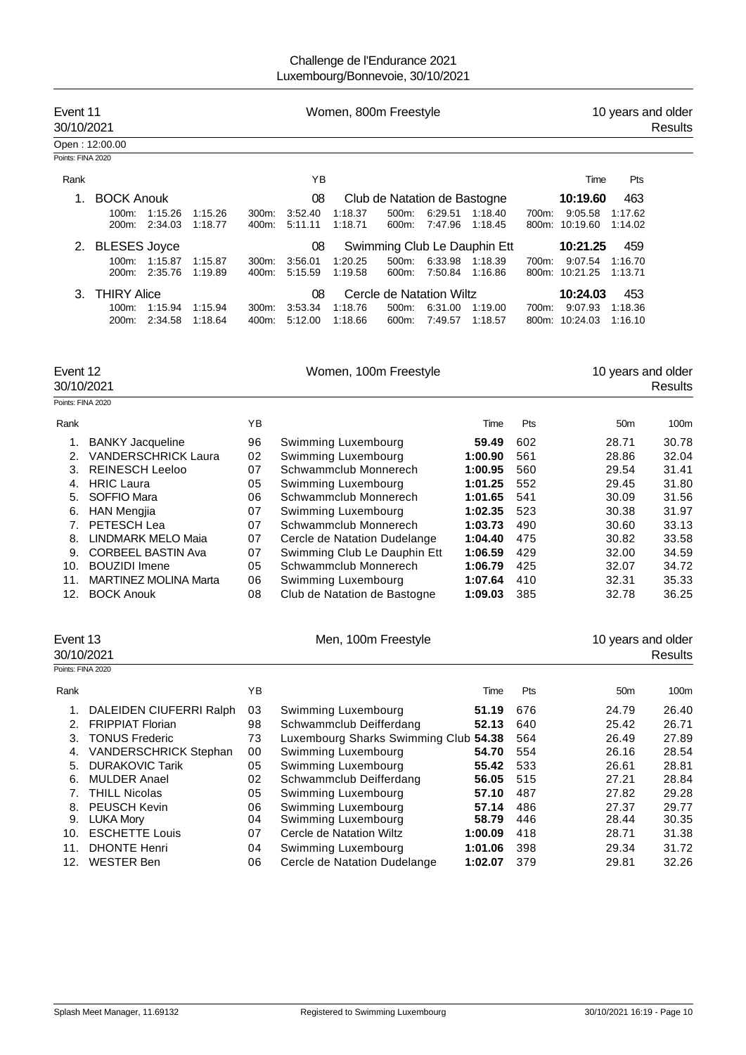# Challenge de l'Endurance 2021
Luxembourg/Bonnevoie, 30/10/2021

## Event 11 — Women, 800m Freestyle — 10 years and older

30/10/2021 — Results

Open : 12:00.00

Points: FINA 2020

| Rank | Name | YB | Club | Time | Pts |
|---|---|---|---|---|---|
| 1. | BOCK Anouk | 08 | Club de Natation de Bastogne | **10:19.60** | 463 |
| | 100m: 1:15.26 1:15.26 / 200m: 2:34.03 1:18.77 | | 300m: 3:52.40 1:18.37 / 400m: 5:11.11 1:18.71 / 500m: 6:29.51 1:18.40 / 600m: 7:47.96 1:18.45 | 700m: 9:05.58 1:17.62 / 800m: 10:19.60 1:14.02 | |
| 2. | BLESES Joyce | 08 | Swimming Club Le Dauphin Ett | **10:21.25** | 459 |
| | 100m: 1:15.87 1:15.87 / 200m: 2:35.76 1:19.89 | | 300m: 3:56.01 1:20.25 / 400m: 5:15.59 1:19.58 / 500m: 6:33.98 1:18.39 / 600m: 7:50.84 1:16.86 | 700m: 9:07.54 1:16.70 / 800m: 10:21.25 1:13.71 | |
| 3. | THIRY Alice | 08 | Cercle de Natation Wiltz | **10:24.03** | 453 |
| | 100m: 1:15.94 1:15.94 / 200m: 2:34.58 1:18.64 | | 300m: 3:53.34 1:18.76 / 400m: 5:12.00 1:18.66 / 500m: 6:31.00 1:19.00 / 600m: 7:49.57 1:18.57 | 700m: 9:07.93 1:18.36 / 800m: 10:24.03 1:16.10 | |

## Event 12 — Women, 100m Freestyle — 10 years and older

30/10/2021 — Results

Points: FINA 2020

| Rank | Name | YB | Club | Time | Pts | 50m | 100m |
|---|---|---|---|---|---|---|---|
| 1. | BANKY Jacqueline | 96 | Swimming Luxembourg | **59.49** | 602 | 28.71 | 30.78 |
| 2. | VANDERSCHRICK Laura | 02 | Swimming Luxembourg | **1:00.90** | 561 | 28.86 | 32.04 |
| 3. | REINESCH Leeloo | 07 | Schwammclub Monnerech | **1:00.95** | 560 | 29.54 | 31.41 |
| 4. | HRIC Laura | 05 | Swimming Luxembourg | **1:01.25** | 552 | 29.45 | 31.80 |
| 5. | SOFFIO Mara | 06 | Schwammclub Monnerech | **1:01.65** | 541 | 30.09 | 31.56 |
| 6. | HAN Mengjia | 07 | Swimming Luxembourg | **1:02.35** | 523 | 30.38 | 31.97 |
| 7. | PETESCH Lea | 07 | Schwammclub Monnerech | **1:03.73** | 490 | 30.60 | 33.13 |
| 8. | LINDMARK MELO Maia | 07 | Cercle de Natation Dudelange | **1:04.40** | 475 | 30.82 | 33.58 |
| 9. | CORBEEL BASTIN Ava | 07 | Swimming Club Le Dauphin Ett | **1:06.59** | 429 | 32.00 | 34.59 |
| 10. | BOUZIDI Imene | 05 | Schwammclub Monnerech | **1:06.79** | 425 | 32.07 | 34.72 |
| 11. | MARTINEZ MOLINA Marta | 06 | Swimming Luxembourg | **1:07.64** | 410 | 32.31 | 35.33 |
| 12. | BOCK Anouk | 08 | Club de Natation de Bastogne | **1:09.03** | 385 | 32.78 | 36.25 |

## Event 13 — Men, 100m Freestyle — 10 years and older

30/10/2021 — Results

Points: FINA 2020

| Rank | Name | YB | Club | Time | Pts | 50m | 100m |
|---|---|---|---|---|---|---|---|
| 1. | DALEIDEN CIUFERRI Ralph | 03 | Swimming Luxembourg | **51.19** | 676 | 24.79 | 26.40 |
| 2. | FRIPPIAT Florian | 98 | Schwammclub Deifferdang | **52.13** | 640 | 25.42 | 26.71 |
| 3. | TONUS Frederic | 73 | Luxembourg Sharks Swimming Club | **54.38** | 564 | 26.49 | 27.89 |
| 4. | VANDERSCHRICK Stephan | 00 | Swimming Luxembourg | **54.70** | 554 | 26.16 | 28.54 |
| 5. | DURAKOVIC Tarik | 05 | Swimming Luxembourg | **55.42** | 533 | 26.61 | 28.81 |
| 6. | MULDER Anael | 02 | Schwammclub Deifferdang | **56.05** | 515 | 27.21 | 28.84 |
| 7. | THILL Nicolas | 05 | Swimming Luxembourg | **57.10** | 487 | 27.82 | 29.28 |
| 8. | PEUSCH Kevin | 06 | Swimming Luxembourg | **57.14** | 486 | 27.37 | 29.77 |
| 9. | LUKA Mory | 04 | Swimming Luxembourg | **58.79** | 446 | 28.44 | 30.35 |
| 10. | ESCHETTE Louis | 07 | Cercle de Natation Wiltz | **1:00.09** | 418 | 28.71 | 31.38 |
| 11. | DHONTE Henri | 04 | Swimming Luxembourg | **1:01.06** | 398 | 29.34 | 31.72 |
| 12. | WESTER Ben | 06 | Cercle de Natation Dudelange | **1:02.07** | 379 | 29.81 | 32.26 |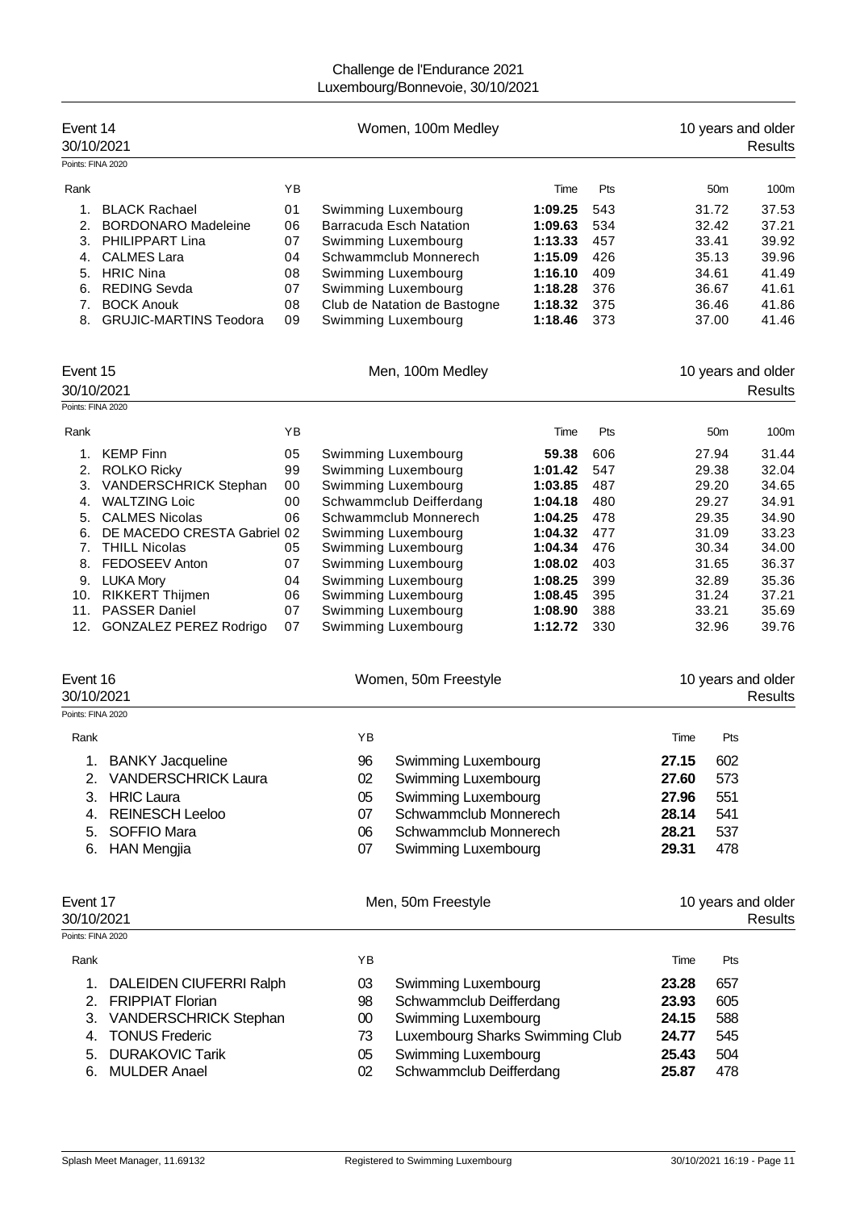Challenge de l'Endurance 2021
Luxembourg/Bonnevoie, 30/10/2021

## Event 14 — Women, 100m Medley — 10 years and older

30/10/2021 — Results

Points: FINA 2020

| Rank | | YB | | Time | Pts | 50m | 100m |
|---|---|---|---|---|---|---|---|
| 1. | BLACK Rachael | 01 | Swimming Luxembourg | **1:09.25** | 543 | 31.72 | 37.53 |
| 2. | BORDONARO Madeleine | 06 | Barracuda Esch Natation | **1:09.63** | 534 | 32.42 | 37.21 |
| 3. | PHILIPPART Lina | 07 | Swimming Luxembourg | **1:13.33** | 457 | 33.41 | 39.92 |
| 4. | CALMES Lara | 04 | Schwammclub Monnerech | **1:15.09** | 426 | 35.13 | 39.96 |
| 5. | HRIC Nina | 08 | Swimming Luxembourg | **1:16.10** | 409 | 34.61 | 41.49 |
| 6. | REDING Sevda | 07 | Swimming Luxembourg | **1:18.28** | 376 | 36.67 | 41.61 |
| 7. | BOCK Anouk | 08 | Club de Natation de Bastogne | **1:18.32** | 375 | 36.46 | 41.86 |
| 8. | GRUJIC-MARTINS Teodora | 09 | Swimming Luxembourg | **1:18.46** | 373 | 37.00 | 41.46 |

## Event 15 — Men, 100m Medley — 10 years and older

30/10/2021 — Results

Points: FINA 2020

| Rank | | YB | | Time | Pts | 50m | 100m |
|---|---|---|---|---|---|---|---|
| 1. | KEMP Finn | 05 | Swimming Luxembourg | **59.38** | 606 | 27.94 | 31.44 |
| 2. | ROLKO Ricky | 99 | Swimming Luxembourg | **1:01.42** | 547 | 29.38 | 32.04 |
| 3. | VANDERSCHRICK Stephan | 00 | Swimming Luxembourg | **1:03.85** | 487 | 29.20 | 34.65 |
| 4. | WALTZING Loic | 00 | Schwammclub Deifferdang | **1:04.18** | 480 | 29.27 | 34.91 |
| 5. | CALMES Nicolas | 06 | Schwammclub Monnerech | **1:04.25** | 478 | 29.35 | 34.90 |
| 6. | DE MACEDO CRESTA Gabriel | 02 | Swimming Luxembourg | **1:04.32** | 477 | 31.09 | 33.23 |
| 7. | THILL Nicolas | 05 | Swimming Luxembourg | **1:04.34** | 476 | 30.34 | 34.00 |
| 8. | FEDOSEEV Anton | 07 | Swimming Luxembourg | **1:08.02** | 403 | 31.65 | 36.37 |
| 9. | LUKA Mory | 04 | Swimming Luxembourg | **1:08.25** | 399 | 32.89 | 35.36 |
| 10. | RIKKERT Thijmen | 06 | Swimming Luxembourg | **1:08.45** | 395 | 31.24 | 37.21 |
| 11. | PASSER Daniel | 07 | Swimming Luxembourg | **1:08.90** | 388 | 33.21 | 35.69 |
| 12. | GONZALEZ PEREZ Rodrigo | 07 | Swimming Luxembourg | **1:12.72** | 330 | 32.96 | 39.76 |

## Event 16 — Women, 50m Freestyle — 10 years and older

30/10/2021 — Results

Points: FINA 2020

| Rank | | YB | | Time | Pts |
|---|---|---|---|---|---|
| 1. | BANKY Jacqueline | 96 | Swimming Luxembourg | **27.15** | 602 |
| 2. | VANDERSCHRICK Laura | 02 | Swimming Luxembourg | **27.60** | 573 |
| 3. | HRIC Laura | 05 | Swimming Luxembourg | **27.96** | 551 |
| 4. | REINESCH Leeloo | 07 | Schwammclub Monnerech | **28.14** | 541 |
| 5. | SOFFIO Mara | 06 | Schwammclub Monnerech | **28.21** | 537 |
| 6. | HAN Mengjia | 07 | Swimming Luxembourg | **29.31** | 478 |

## Event 17 — Men, 50m Freestyle — 10 years and older

30/10/2021 — Results

Points: FINA 2020

| Rank | | YB | | Time | Pts |
|---|---|---|---|---|---|
| 1. | DALEIDEN CIUFERRI Ralph | 03 | Swimming Luxembourg | **23.28** | 657 |
| 2. | FRIPPIAT Florian | 98 | Schwammclub Deifferdang | **23.93** | 605 |
| 3. | VANDERSCHRICK Stephan | 00 | Swimming Luxembourg | **24.15** | 588 |
| 4. | TONUS Frederic | 73 | Luxembourg Sharks Swimming Club | **24.77** | 545 |
| 5. | DURAKOVIC Tarik | 05 | Swimming Luxembourg | **25.43** | 504 |
| 6. | MULDER Anael | 02 | Schwammclub Deifferdang | **25.87** | 478 |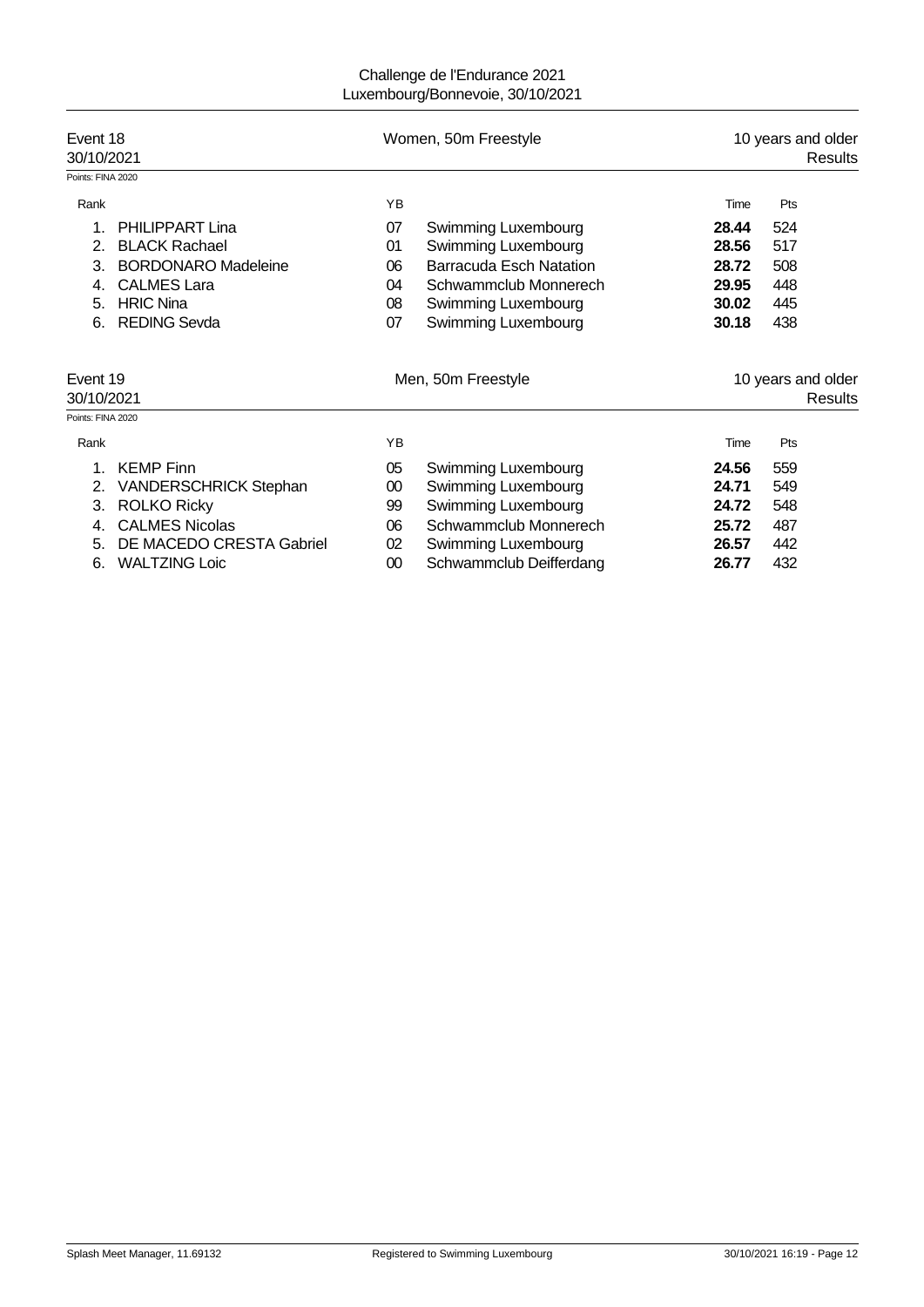## Event 18 — Women, 50m Freestyle — 10 years and older

30/10/2021 — Results

Points: FINA 2020

| Rank | Name | YB | Club | Time | Pts |
|---|---|---|---|---|---|
| 1. | PHILIPPART Lina | 07 | Swimming Luxembourg | **28.44** | 524 |
| 2. | BLACK Rachael | 01 | Swimming Luxembourg | **28.56** | 517 |
| 3. | BORDONARO Madeleine | 06 | Barracuda Esch Natation | **28.72** | 508 |
| 4. | CALMES Lara | 04 | Schwammclub Monnerech | **29.95** | 448 |
| 5. | HRIC Nina | 08 | Swimming Luxembourg | **30.02** | 445 |
| 6. | REDING Sevda | 07 | Swimming Luxembourg | **30.18** | 438 |

## Event 19 — Men, 50m Freestyle — 10 years and older

30/10/2021 — Results

Points: FINA 2020

| Rank | Name | YB | Club | Time | Pts |
|---|---|---|---|---|---|
| 1. | KEMP Finn | 05 | Swimming Luxembourg | **24.56** | 559 |
| 2. | VANDERSCHRICK Stephan | 00 | Swimming Luxembourg | **24.71** | 549 |
| 3. | ROLKO Ricky | 99 | Swimming Luxembourg | **24.72** | 548 |
| 4. | CALMES Nicolas | 06 | Schwammclub Monnerech | **25.72** | 487 |
| 5. | DE MACEDO CRESTA Gabriel | 02 | Swimming Luxembourg | **26.57** | 442 |
| 6. | WALTZING Loic | 00 | Schwammclub Deifferdang | **26.77** | 432 |